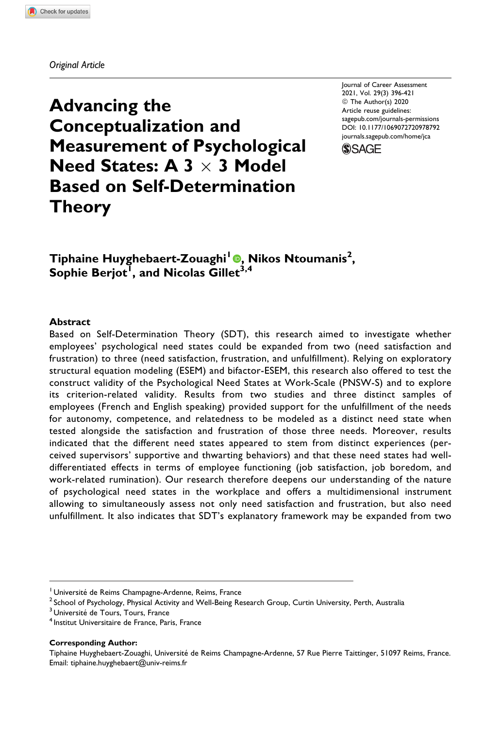*Original Article*

# Advancing the Conceptualization and Measurement of Psychological Need States: A 3 × 3 Model Based on Self-Determination Theory

Journal of Career Assessment
2021, Vol. 29(3) 396-421
© The Author(s) 2020
Article reuse guidelines:
sagepub.com/journals-permissions
DOI: 10.1177/1069072720978792
journals.sagepub.com/home/jca

**Tiphaine Huyghebaert-Zouaghi[1], Nikos Ntoumanis[2], Sophie Berjot[1], and Nicolas Gillet[3,4]**

## Abstract

Based on Self-Determination Theory (SDT), this research aimed to investigate whether employees' psychological need states could be expanded from two (need satisfaction and frustration) to three (need satisfaction, frustration, and unfulfillment). Relying on exploratory structural equation modeling (ESEM) and bifactor-ESEM, this research also offered to test the construct validity of the Psychological Need States at Work-Scale (PNSW-S) and to explore its criterion-related validity. Results from two studies and three distinct samples of employees (French and English speaking) provided support for the unfulfillment of the needs for autonomy, competence, and relatedness to be modeled as a distinct need state when tested alongside the satisfaction and frustration of those three needs. Moreover, results indicated that the different need states appeared to stem from distinct experiences (perceived supervisors' supportive and thwarting behaviors) and that these need states had well-differentiated effects in terms of employee functioning (job satisfaction, job boredom, and work-related rumination). Our research therefore deepens our understanding of the nature of psychological need states in the workplace and offers a multidimensional instrument allowing to simultaneously assess not only need satisfaction and frustration, but also need unfulfillment. It also indicates that SDT's explanatory framework may be expanded from two

---

[1] Université de Reims Champagne-Ardenne, Reims, France
[2] School of Psychology, Physical Activity and Well-Being Research Group, Curtin University, Perth, Australia
[3] Université de Tours, Tours, France
[4] Institut Universitaire de France, Paris, France

**Corresponding Author:**
Tiphaine Huyghebaert-Zouaghi, Université de Reims Champagne-Ardenne, 57 Rue Pierre Taittinger, 51097 Reims, France.
Email: tiphaine.huyghebaert@univ-reims.fr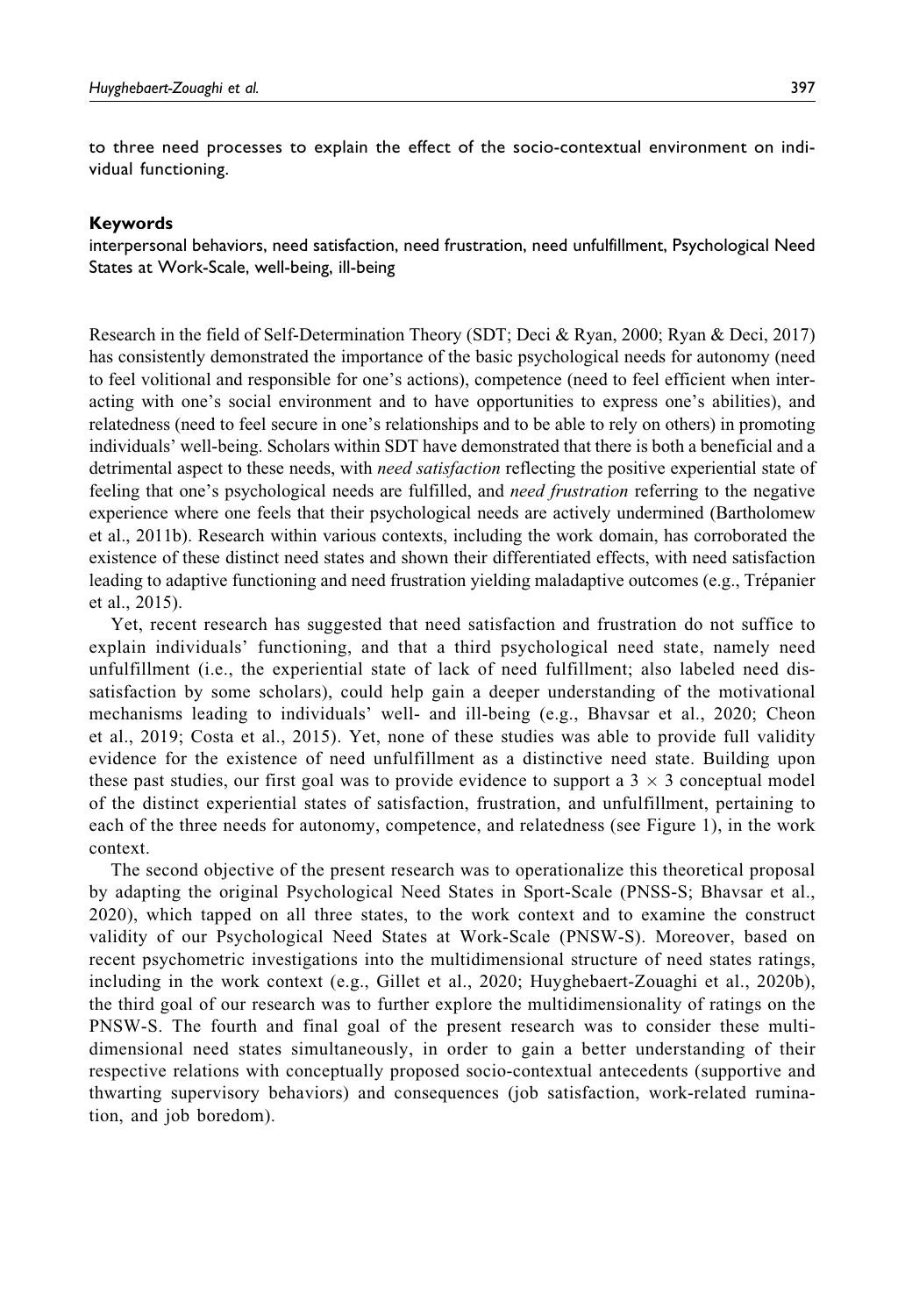to three need processes to explain the effect of the socio-contextual environment on individual functioning.

### Keywords

interpersonal behaviors, need satisfaction, need frustration, need unfulfillment, Psychological Need States at Work-Scale, well-being, ill-being

Research in the field of Self-Determination Theory (SDT; Deci & Ryan, 2000; Ryan & Deci, 2017) has consistently demonstrated the importance of the basic psychological needs for autonomy (need to feel volitional and responsible for one's actions), competence (need to feel efficient when interacting with one's social environment and to have opportunities to express one's abilities), and relatedness (need to feel secure in one's relationships and to be able to rely on others) in promoting individuals' well-being. Scholars within SDT have demonstrated that there is both a beneficial and a detrimental aspect to these needs, with *need satisfaction* reflecting the positive experiential state of feeling that one's psychological needs are fulfilled, and *need frustration* referring to the negative experience where one feels that their psychological needs are actively undermined (Bartholomew et al., 2011b). Research within various contexts, including the work domain, has corroborated the existence of these distinct need states and shown their differentiated effects, with need satisfaction leading to adaptive functioning and need frustration yielding maladaptive outcomes (e.g., Trépanier et al., 2015).

Yet, recent research has suggested that need satisfaction and frustration do not suffice to explain individuals' functioning, and that a third psychological need state, namely need unfulfillment (i.e., the experiential state of lack of need fulfillment; also labeled need dissatisfaction by some scholars), could help gain a deeper understanding of the motivational mechanisms leading to individuals' well- and ill-being (e.g., Bhavsar et al., 2020; Cheon et al., 2019; Costa et al., 2015). Yet, none of these studies was able to provide full validity evidence for the existence of need unfulfillment as a distinctive need state. Building upon these past studies, our first goal was to provide evidence to support a $3 \times 3$ conceptual model of the distinct experiential states of satisfaction, frustration, and unfulfillment, pertaining to each of the three needs for autonomy, competence, and relatedness (see Figure 1), in the work context.

The second objective of the present research was to operationalize this theoretical proposal by adapting the original Psychological Need States in Sport-Scale (PNSS-S; Bhavsar et al., 2020), which tapped on all three states, to the work context and to examine the construct validity of our Psychological Need States at Work-Scale (PNSW-S). Moreover, based on recent psychometric investigations into the multidimensional structure of need states ratings, including in the work context (e.g., Gillet et al., 2020; Huyghebaert-Zouaghi et al., 2020b), the third goal of our research was to further explore the multidimensionality of ratings on the PNSW-S. The fourth and final goal of the present research was to consider these multidimensional need states simultaneously, in order to gain a better understanding of their respective relations with conceptually proposed socio-contextual antecedents (supportive and thwarting supervisory behaviors) and consequences (job satisfaction, work-related rumination, and job boredom).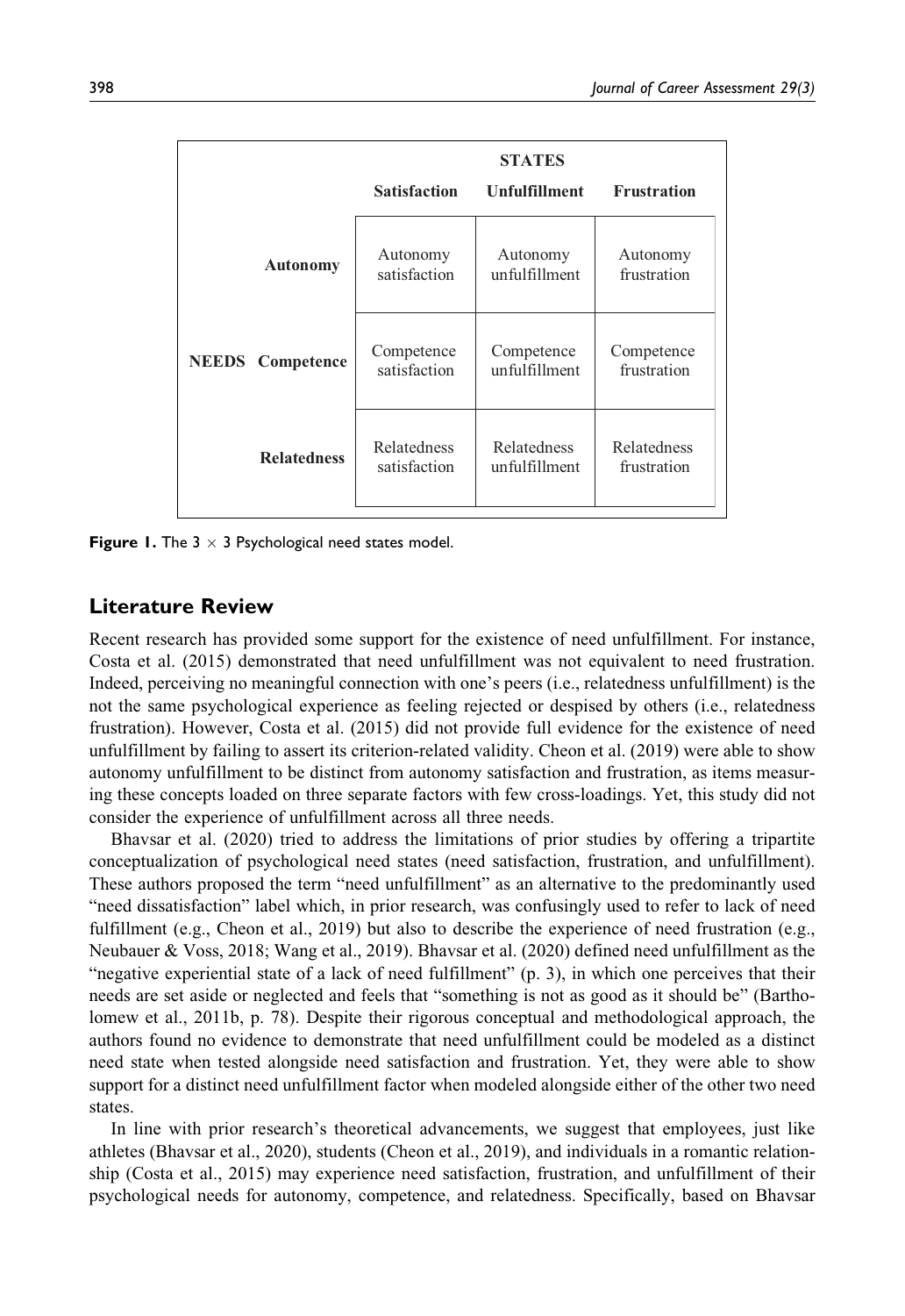|  |  | STATES |  |  |
| --- | --- | --- | --- | --- |
|  |  | **Satisfaction** | **Unfulfillment** | **Frustration** |
| **NEEDS** | **Autonomy** | Autonomy satisfaction | Autonomy unfulfillment | Autonomy frustration |
|  | **Competence** | Competence satisfaction | Competence unfulfillment | Competence frustration |
|  | **Relatedness** | Relatedness satisfaction | Relatedness unfulfillment | Relatedness frustration |

**Figure 1.** The $3 \times 3$ Psychological need states model.

## Literature Review

Recent research has provided some support for the existence of need unfulfillment. For instance, Costa et al. (2015) demonstrated that need unfulfillment was not equivalent to need frustration. Indeed, perceiving no meaningful connection with one's peers (i.e., relatedness unfulfillment) is the not the same psychological experience as feeling rejected or despised by others (i.e., relatedness frustration). However, Costa et al. (2015) did not provide full evidence for the existence of need unfulfillment by failing to assert its criterion-related validity. Cheon et al. (2019) were able to show autonomy unfulfillment to be distinct from autonomy satisfaction and frustration, as items measuring these concepts loaded on three separate factors with few cross-loadings. Yet, this study did not consider the experience of unfulfillment across all three needs.

Bhavsar et al. (2020) tried to address the limitations of prior studies by offering a tripartite conceptualization of psychological need states (need satisfaction, frustration, and unfulfillment). These authors proposed the term "need unfulfillment" as an alternative to the predominantly used "need dissatisfaction" label which, in prior research, was confusingly used to refer to lack of need fulfillment (e.g., Cheon et al., 2019) but also to describe the experience of need frustration (e.g., Neubauer & Voss, 2018; Wang et al., 2019). Bhavsar et al. (2020) defined need unfulfillment as the "negative experiential state of a lack of need fulfillment" (p. 3), in which one perceives that their needs are set aside or neglected and feels that "something is not as good as it should be" (Bartholomew et al., 2011b, p. 78). Despite their rigorous conceptual and methodological approach, the authors found no evidence to demonstrate that need unfulfillment could be modeled as a distinct need state when tested alongside need satisfaction and frustration. Yet, they were able to show support for a distinct need unfulfillment factor when modeled alongside either of the other two need states.

In line with prior research's theoretical advancements, we suggest that employees, just like athletes (Bhavsar et al., 2020), students (Cheon et al., 2019), and individuals in a romantic relationship (Costa et al., 2015) may experience need satisfaction, frustration, and unfulfillment of their psychological needs for autonomy, competence, and relatedness. Specifically, based on Bhavsar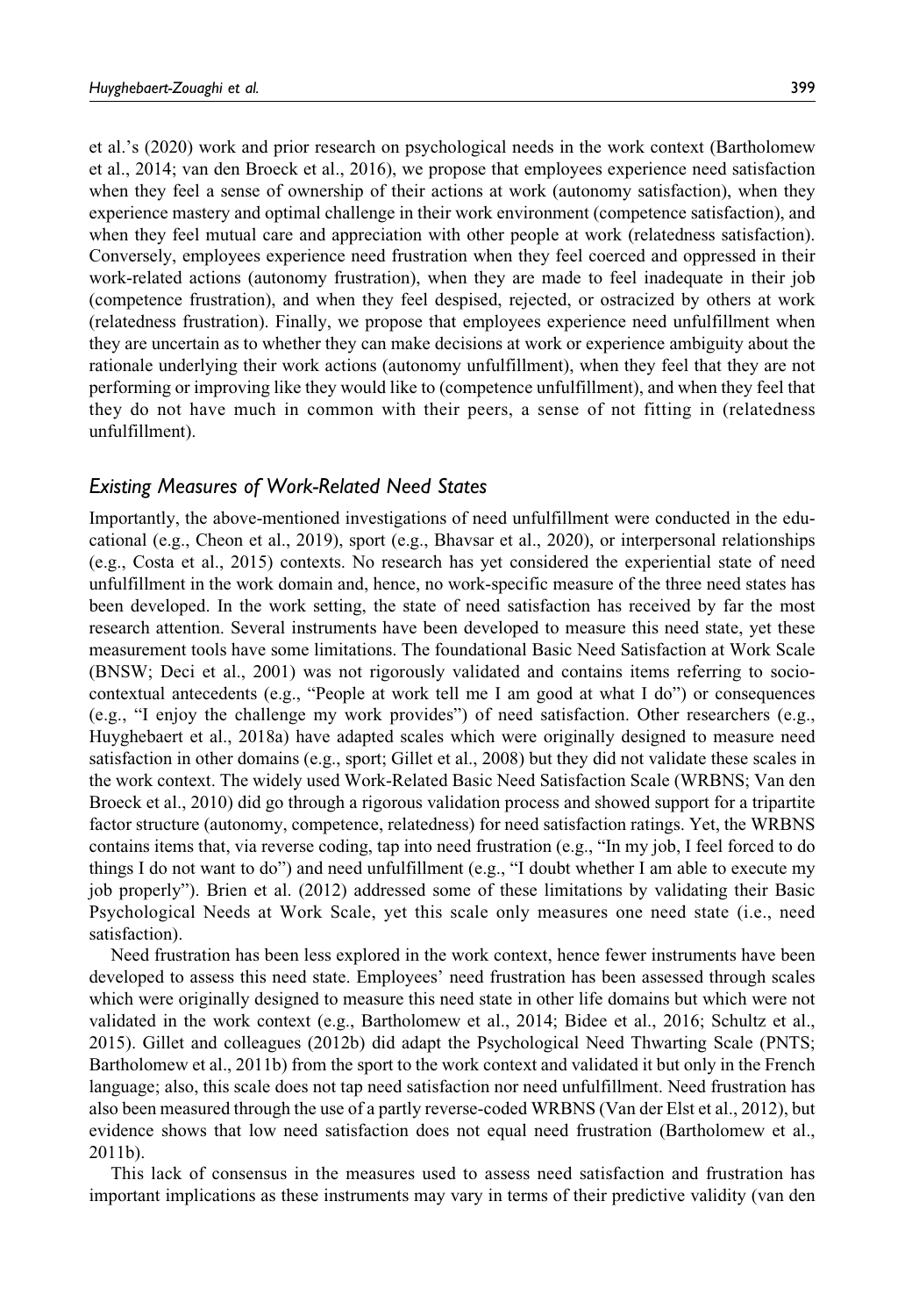et al.'s (2020) work and prior research on psychological needs in the work context (Bartholomew et al., 2014; van den Broeck et al., 2016), we propose that employees experience need satisfaction when they feel a sense of ownership of their actions at work (autonomy satisfaction), when they experience mastery and optimal challenge in their work environment (competence satisfaction), and when they feel mutual care and appreciation with other people at work (relatedness satisfaction). Conversely, employees experience need frustration when they feel coerced and oppressed in their work-related actions (autonomy frustration), when they are made to feel inadequate in their job (competence frustration), and when they feel despised, rejected, or ostracized by others at work (relatedness frustration). Finally, we propose that employees experience need unfulfillment when they are uncertain as to whether they can make decisions at work or experience ambiguity about the rationale underlying their work actions (autonomy unfulfillment), when they feel that they are not performing or improving like they would like to (competence unfulfillment), and when they feel that they do not have much in common with their peers, a sense of not fitting in (relatedness unfulfillment).

### *Existing Measures of Work-Related Need States*

Importantly, the above-mentioned investigations of need unfulfillment were conducted in the educational (e.g., Cheon et al., 2019), sport (e.g., Bhavsar et al., 2020), or interpersonal relationships (e.g., Costa et al., 2015) contexts. No research has yet considered the experiential state of need unfulfillment in the work domain and, hence, no work-specific measure of the three need states has been developed. In the work setting, the state of need satisfaction has received by far the most research attention. Several instruments have been developed to measure this need state, yet these measurement tools have some limitations. The foundational Basic Need Satisfaction at Work Scale (BNSW; Deci et al., 2001) was not rigorously validated and contains items referring to socio-contextual antecedents (e.g., "People at work tell me I am good at what I do") or consequences (e.g., "I enjoy the challenge my work provides") of need satisfaction. Other researchers (e.g., Huyghebaert et al., 2018a) have adapted scales which were originally designed to measure need satisfaction in other domains (e.g., sport; Gillet et al., 2008) but they did not validate these scales in the work context. The widely used Work-Related Basic Need Satisfaction Scale (WRBNS; Van den Broeck et al., 2010) did go through a rigorous validation process and showed support for a tripartite factor structure (autonomy, competence, relatedness) for need satisfaction ratings. Yet, the WRBNS contains items that, via reverse coding, tap into need frustration (e.g., "In my job, I feel forced to do things I do not want to do") and need unfulfillment (e.g., "I doubt whether I am able to execute my job properly"). Brien et al. (2012) addressed some of these limitations by validating their Basic Psychological Needs at Work Scale, yet this scale only measures one need state (i.e., need satisfaction).

Need frustration has been less explored in the work context, hence fewer instruments have been developed to assess this need state. Employees' need frustration has been assessed through scales which were originally designed to measure this need state in other life domains but which were not validated in the work context (e.g., Bartholomew et al., 2014; Bidee et al., 2016; Schultz et al., 2015). Gillet and colleagues (2012b) did adapt the Psychological Need Thwarting Scale (PNTS; Bartholomew et al., 2011b) from the sport to the work context and validated it but only in the French language; also, this scale does not tap need satisfaction nor need unfulfillment. Need frustration has also been measured through the use of a partly reverse-coded WRBNS (Van der Elst et al., 2012), but evidence shows that low need satisfaction does not equal need frustration (Bartholomew et al., 2011b).

This lack of consensus in the measures used to assess need satisfaction and frustration has important implications as these instruments may vary in terms of their predictive validity (van den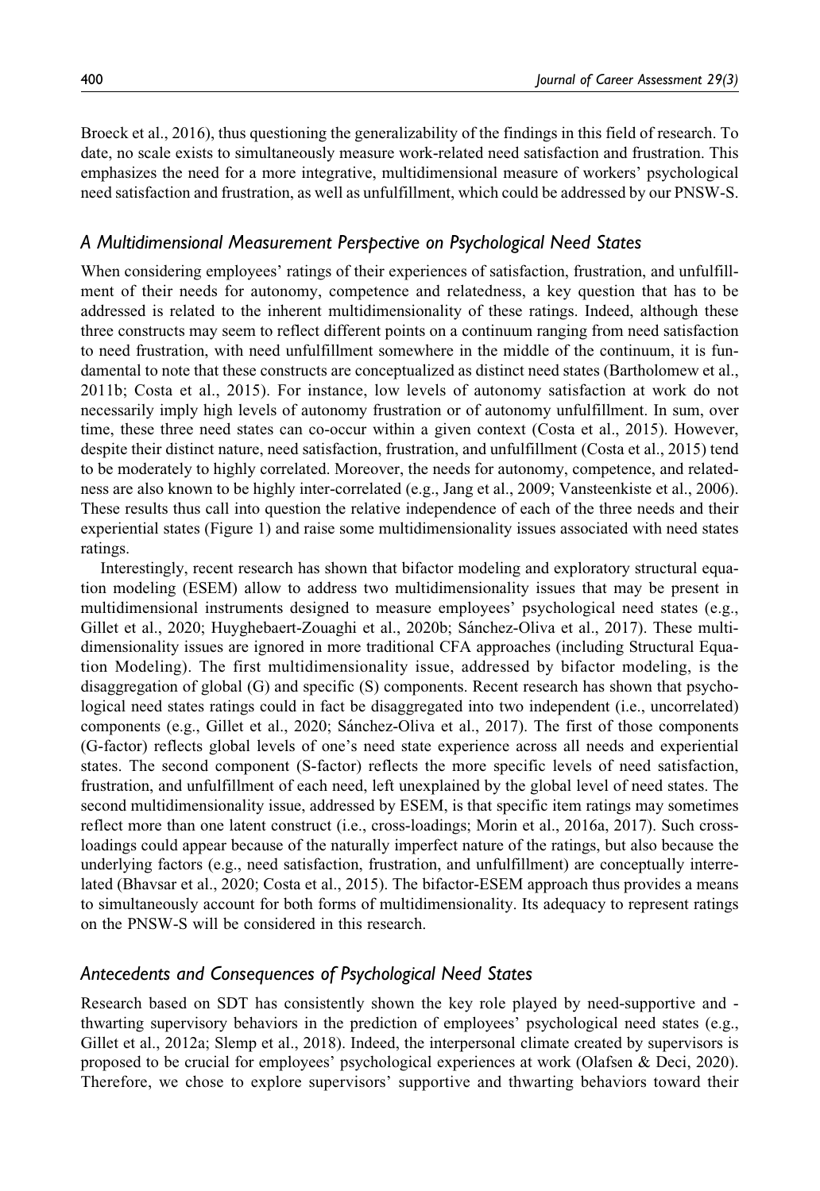Broeck et al., 2016), thus questioning the generalizability of the findings in this field of research. To date, no scale exists to simultaneously measure work-related need satisfaction and frustration. This emphasizes the need for a more integrative, multidimensional measure of workers' psychological need satisfaction and frustration, as well as unfulfillment, which could be addressed by our PNSW-S.

### *A Multidimensional Measurement Perspective on Psychological Need States*

When considering employees' ratings of their experiences of satisfaction, frustration, and unfulfillment of their needs for autonomy, competence and relatedness, a key question that has to be addressed is related to the inherent multidimensionality of these ratings. Indeed, although these three constructs may seem to reflect different points on a continuum ranging from need satisfaction to need frustration, with need unfulfillment somewhere in the middle of the continuum, it is fundamental to note that these constructs are conceptualized as distinct need states (Bartholomew et al., 2011b; Costa et al., 2015). For instance, low levels of autonomy satisfaction at work do not necessarily imply high levels of autonomy frustration or of autonomy unfulfillment. In sum, over time, these three need states can co-occur within a given context (Costa et al., 2015). However, despite their distinct nature, need satisfaction, frustration, and unfulfillment (Costa et al., 2015) tend to be moderately to highly correlated. Moreover, the needs for autonomy, competence, and relatedness are also known to be highly inter-correlated (e.g., Jang et al., 2009; Vansteenkiste et al., 2006). These results thus call into question the relative independence of each of the three needs and their experiential states (Figure 1) and raise some multidimensionality issues associated with need states ratings.

Interestingly, recent research has shown that bifactor modeling and exploratory structural equation modeling (ESEM) allow to address two multidimensionality issues that may be present in multidimensional instruments designed to measure employees' psychological need states (e.g., Gillet et al., 2020; Huyghebaert-Zouaghi et al., 2020b; Sánchez-Oliva et al., 2017). These multidimensionality issues are ignored in more traditional CFA approaches (including Structural Equation Modeling). The first multidimensionality issue, addressed by bifactor modeling, is the disaggregation of global (G) and specific (S) components. Recent research has shown that psychological need states ratings could in fact be disaggregated into two independent (i.e., uncorrelated) components (e.g., Gillet et al., 2020; Sánchez-Oliva et al., 2017). The first of those components (G-factor) reflects global levels of one's need state experience across all needs and experiential states. The second component (S-factor) reflects the more specific levels of need satisfaction, frustration, and unfulfillment of each need, left unexplained by the global level of need states. The second multidimensionality issue, addressed by ESEM, is that specific item ratings may sometimes reflect more than one latent construct (i.e., cross-loadings; Morin et al., 2016a, 2017). Such cross-loadings could appear because of the naturally imperfect nature of the ratings, but also because the underlying factors (e.g., need satisfaction, frustration, and unfulfillment) are conceptually interrelated (Bhavsar et al., 2020; Costa et al., 2015). The bifactor-ESEM approach thus provides a means to simultaneously account for both forms of multidimensionality. Its adequacy to represent ratings on the PNSW-S will be considered in this research.

### *Antecedents and Consequences of Psychological Need States*

Research based on SDT has consistently shown the key role played by need-supportive and -thwarting supervisory behaviors in the prediction of employees' psychological need states (e.g., Gillet et al., 2012a; Slemp et al., 2018). Indeed, the interpersonal climate created by supervisors is proposed to be crucial for employees' psychological experiences at work (Olafsen & Deci, 2020). Therefore, we chose to explore supervisors' supportive and thwarting behaviors toward their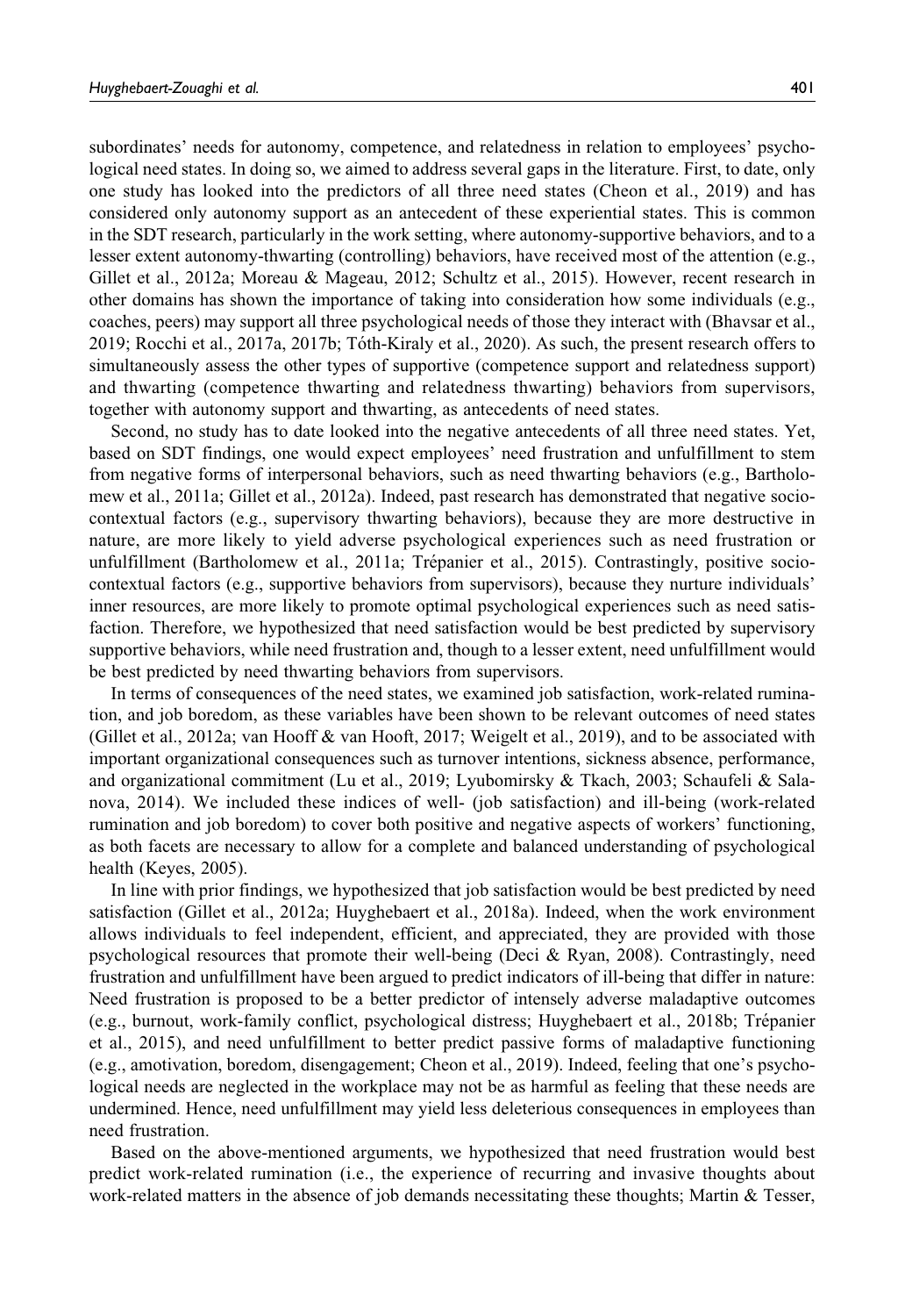subordinates' needs for autonomy, competence, and relatedness in relation to employees' psychological need states. In doing so, we aimed to address several gaps in the literature. First, to date, only one study has looked into the predictors of all three need states (Cheon et al., 2019) and has considered only autonomy support as an antecedent of these experiential states. This is common in the SDT research, particularly in the work setting, where autonomy-supportive behaviors, and to a lesser extent autonomy-thwarting (controlling) behaviors, have received most of the attention (e.g., Gillet et al., 2012a; Moreau & Mageau, 2012; Schultz et al., 2015). However, recent research in other domains has shown the importance of taking into consideration how some individuals (e.g., coaches, peers) may support all three psychological needs of those they interact with (Bhavsar et al., 2019; Rocchi et al., 2017a, 2017b; Tóth-Kiraly et al., 2020). As such, the present research offers to simultaneously assess the other types of supportive (competence support and relatedness support) and thwarting (competence thwarting and relatedness thwarting) behaviors from supervisors, together with autonomy support and thwarting, as antecedents of need states.

Second, no study has to date looked into the negative antecedents of all three need states. Yet, based on SDT findings, one would expect employees' need frustration and unfulfillment to stem from negative forms of interpersonal behaviors, such as need thwarting behaviors (e.g., Bartholomew et al., 2011a; Gillet et al., 2012a). Indeed, past research has demonstrated that negative socio-contextual factors (e.g., supervisory thwarting behaviors), because they are more destructive in nature, are more likely to yield adverse psychological experiences such as need frustration or unfulfillment (Bartholomew et al., 2011a; Trépanier et al., 2015). Contrastingly, positive socio-contextual factors (e.g., supportive behaviors from supervisors), because they nurture individuals' inner resources, are more likely to promote optimal psychological experiences such as need satisfaction. Therefore, we hypothesized that need satisfaction would be best predicted by supervisory supportive behaviors, while need frustration and, though to a lesser extent, need unfulfillment would be best predicted by need thwarting behaviors from supervisors.

In terms of consequences of the need states, we examined job satisfaction, work-related rumination, and job boredom, as these variables have been shown to be relevant outcomes of need states (Gillet et al., 2012a; van Hooff & van Hooft, 2017; Weigelt et al., 2019), and to be associated with important organizational consequences such as turnover intentions, sickness absence, performance, and organizational commitment (Lu et al., 2019; Lyubomirsky & Tkach, 2003; Schaufeli & Salanova, 2014). We included these indices of well- (job satisfaction) and ill-being (work-related rumination and job boredom) to cover both positive and negative aspects of workers' functioning, as both facets are necessary to allow for a complete and balanced understanding of psychological health (Keyes, 2005).

In line with prior findings, we hypothesized that job satisfaction would be best predicted by need satisfaction (Gillet et al., 2012a; Huyghebaert et al., 2018a). Indeed, when the work environment allows individuals to feel independent, efficient, and appreciated, they are provided with those psychological resources that promote their well-being (Deci & Ryan, 2008). Contrastingly, need frustration and unfulfillment have been argued to predict indicators of ill-being that differ in nature: Need frustration is proposed to be a better predictor of intensely adverse maladaptive outcomes (e.g., burnout, work-family conflict, psychological distress; Huyghebaert et al., 2018b; Trépanier et al., 2015), and need unfulfillment to better predict passive forms of maladaptive functioning (e.g., amotivation, boredom, disengagement; Cheon et al., 2019). Indeed, feeling that one's psychological needs are neglected in the workplace may not be as harmful as feeling that these needs are undermined. Hence, need unfulfillment may yield less deleterious consequences in employees than need frustration.

Based on the above-mentioned arguments, we hypothesized that need frustration would best predict work-related rumination (i.e., the experience of recurring and invasive thoughts about work-related matters in the absence of job demands necessitating these thoughts; Martin & Tesser,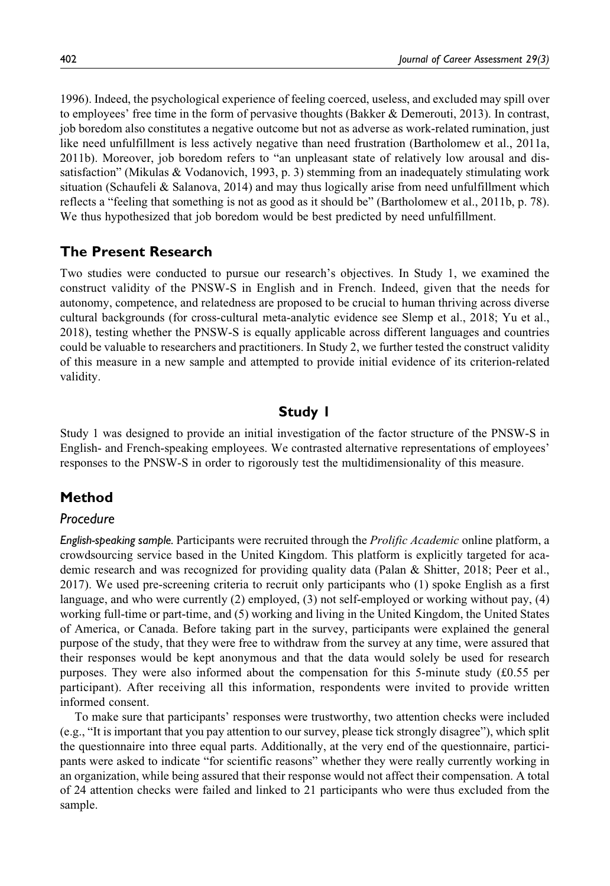1996). Indeed, the psychological experience of feeling coerced, useless, and excluded may spill over to employees' free time in the form of pervasive thoughts (Bakker & Demerouti, 2013). In contrast, job boredom also constitutes a negative outcome but not as adverse as work-related rumination, just like need unfulfillment is less actively negative than need frustration (Bartholomew et al., 2011a, 2011b). Moreover, job boredom refers to "an unpleasant state of relatively low arousal and dissatisfaction" (Mikulas & Vodanovich, 1993, p. 3) stemming from an inadequately stimulating work situation (Schaufeli & Salanova, 2014) and may thus logically arise from need unfulfillment which reflects a "feeling that something is not as good as it should be" (Bartholomew et al., 2011b, p. 78). We thus hypothesized that job boredom would be best predicted by need unfulfillment.

## The Present Research

Two studies were conducted to pursue our research's objectives. In Study 1, we examined the construct validity of the PNSW-S in English and in French. Indeed, given that the needs for autonomy, competence, and relatedness are proposed to be crucial to human thriving across diverse cultural backgrounds (for cross-cultural meta-analytic evidence see Slemp et al., 2018; Yu et al., 2018), testing whether the PNSW-S is equally applicable across different languages and countries could be valuable to researchers and practitioners. In Study 2, we further tested the construct validity of this measure in a new sample and attempted to provide initial evidence of its criterion-related validity.

# Study 1

Study 1 was designed to provide an initial investigation of the factor structure of the PNSW-S in English- and French-speaking employees. We contrasted alternative representations of employees' responses to the PNSW-S in order to rigorously test the multidimensionality of this measure.

## Method

### Procedure

*English-speaking sample.* Participants were recruited through the *Prolific Academic* online platform, a crowdsourcing service based in the United Kingdom. This platform is explicitly targeted for academic research and was recognized for providing quality data (Palan & Shitter, 2018; Peer et al., 2017). We used pre-screening criteria to recruit only participants who (1) spoke English as a first language, and who were currently (2) employed, (3) not self-employed or working without pay, (4) working full-time or part-time, and (5) working and living in the United Kingdom, the United States of America, or Canada. Before taking part in the survey, participants were explained the general purpose of the study, that they were free to withdraw from the survey at any time, were assured that their responses would be kept anonymous and that the data would solely be used for research purposes. They were also informed about the compensation for this 5-minute study (£0.55 per participant). After receiving all this information, respondents were invited to provide written informed consent.

To make sure that participants' responses were trustworthy, two attention checks were included (e.g., "It is important that you pay attention to our survey, please tick strongly disagree"), which split the questionnaire into three equal parts. Additionally, at the very end of the questionnaire, participants were asked to indicate "for scientific reasons" whether they were really currently working in an organization, while being assured that their response would not affect their compensation. A total of 24 attention checks were failed and linked to 21 participants who were thus excluded from the sample.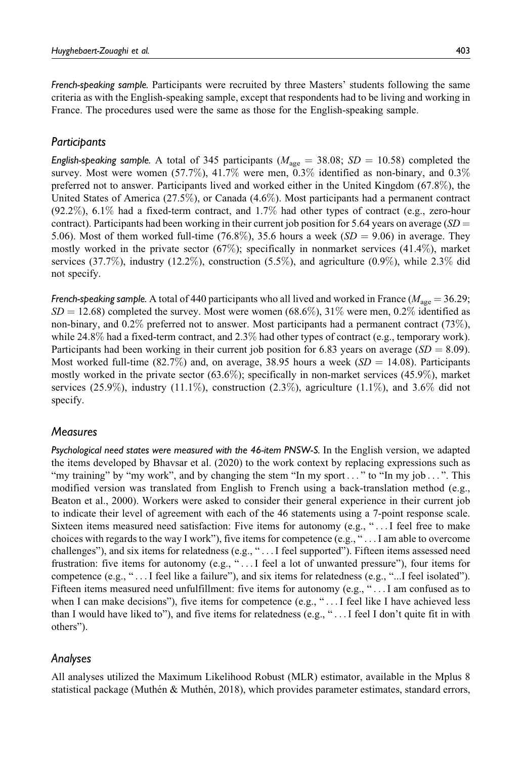*French-speaking sample.* Participants were recruited by three Masters' students following the same criteria as with the English-speaking sample, except that respondents had to be living and working in France. The procedures used were the same as those for the English-speaking sample.

## *Participants*

*English-speaking sample.* A total of 345 participants ($M_{age} = 38.08$; $SD = 10.58$) completed the survey. Most were women (57.7%), 41.7% were men, 0.3% identified as non-binary, and 0.3% preferred not to answer. Participants lived and worked either in the United Kingdom (67.8%), the United States of America (27.5%), or Canada (4.6%). Most participants had a permanent contract (92.2%), 6.1% had a fixed-term contract, and 1.7% had other types of contract (e.g., zero-hour contract). Participants had been working in their current job position for 5.64 years on average ($SD =$ 5.06). Most of them worked full-time (76.8%), 35.6 hours a week ($SD = 9.06$) in average. They mostly worked in the private sector (67%); specifically in nonmarket services (41.4%), market services (37.7%), industry (12.2%), construction (5.5%), and agriculture (0.9%), while 2.3% did not specify.

*French-speaking sample.* A total of 440 participants who all lived and worked in France ($M_{age} = 36.29$; $SD = 12.68$) completed the survey. Most were women (68.6%), 31% were men, 0.2% identified as non-binary, and 0.2% preferred not to answer. Most participants had a permanent contract (73%), while 24.8% had a fixed-term contract, and 2.3% had other types of contract (e.g., temporary work). Participants had been working in their current job position for 6.83 years on average ($SD = 8.09$). Most worked full-time (82.7%) and, on average, 38.95 hours a week ($SD = 14.08$). Participants mostly worked in the private sector (63.6%); specifically in non-market services (45.9%), market services (25.9%), industry (11.1%), construction (2.3%), agriculture (1.1%), and 3.6% did not specify.

## *Measures*

*Psychological need states were measured with the 46-item PNSW-S.* In the English version, we adapted the items developed by Bhavsar et al. (2020) to the work context by replacing expressions such as "my training" by "my work", and by changing the stem "In my sport . . . " to "In my job . . . ". This modified version was translated from English to French using a back-translation method (e.g., Beaton et al., 2000). Workers were asked to consider their general experience in their current job to indicate their level of agreement with each of the 46 statements using a 7-point response scale. Sixteen items measured need satisfaction: Five items for autonomy (e.g., " . . . I feel free to make choices with regards to the way I work"), five items for competence (e.g., " . . . I am able to overcome challenges"), and six items for relatedness (e.g., " . . . I feel supported"). Fifteen items assessed need frustration: five items for autonomy (e.g., " . . . I feel a lot of unwanted pressure"), four items for competence (e.g., " . . . I feel like a failure"), and six items for relatedness (e.g., "...I feel isolated"). Fifteen items measured need unfulfillment: five items for autonomy (e.g., " . . . I am confused as to when I can make decisions"), five items for competence (e.g., " . . . I feel like I have achieved less than I would have liked to"), and five items for relatedness (e.g., " . . . I feel I don't quite fit in with others").

## *Analyses*

All analyses utilized the Maximum Likelihood Robust (MLR) estimator, available in the Mplus 8 statistical package (Muthén & Muthén, 2018), which provides parameter estimates, standard errors,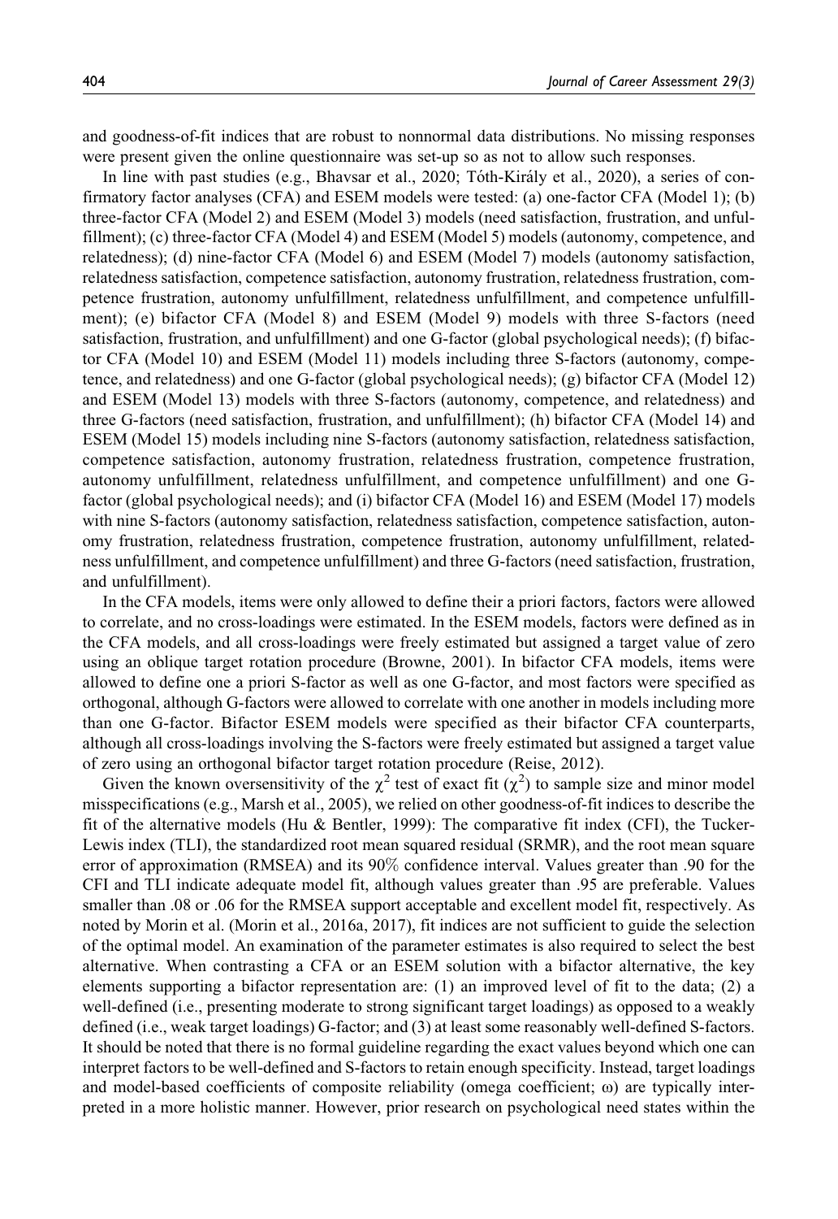and goodness-of-fit indices that are robust to nonnormal data distributions. No missing responses were present given the online questionnaire was set-up so as not to allow such responses.

In line with past studies (e.g., Bhavsar et al., 2020; Tóth-Király et al., 2020), a series of confirmatory factor analyses (CFA) and ESEM models were tested: (a) one-factor CFA (Model 1); (b) three-factor CFA (Model 2) and ESEM (Model 3) models (need satisfaction, frustration, and unfulfillment); (c) three-factor CFA (Model 4) and ESEM (Model 5) models (autonomy, competence, and relatedness); (d) nine-factor CFA (Model 6) and ESEM (Model 7) models (autonomy satisfaction, relatedness satisfaction, competence satisfaction, autonomy frustration, relatedness frustration, competence frustration, autonomy unfulfillment, relatedness unfulfillment, and competence unfulfillment); (e) bifactor CFA (Model 8) and ESEM (Model 9) models with three S-factors (need satisfaction, frustration, and unfulfillment) and one G-factor (global psychological needs); (f) bifactor CFA (Model 10) and ESEM (Model 11) models including three S-factors (autonomy, competence, and relatedness) and one G-factor (global psychological needs); (g) bifactor CFA (Model 12) and ESEM (Model 13) models with three S-factors (autonomy, competence, and relatedness) and three G-factors (need satisfaction, frustration, and unfulfillment); (h) bifactor CFA (Model 14) and ESEM (Model 15) models including nine S-factors (autonomy satisfaction, relatedness satisfaction, competence satisfaction, autonomy frustration, relatedness frustration, competence frustration, autonomy unfulfillment, relatedness unfulfillment, and competence unfulfillment) and one G-factor (global psychological needs); and (i) bifactor CFA (Model 16) and ESEM (Model 17) models with nine S-factors (autonomy satisfaction, relatedness satisfaction, competence satisfaction, autonomy frustration, relatedness frustration, competence frustration, autonomy unfulfillment, relatedness unfulfillment, and competence unfulfillment) and three G-factors (need satisfaction, frustration, and unfulfillment).

In the CFA models, items were only allowed to define their a priori factors, factors were allowed to correlate, and no cross-loadings were estimated. In the ESEM models, factors were defined as in the CFA models, and all cross-loadings were freely estimated but assigned a target value of zero using an oblique target rotation procedure (Browne, 2001). In bifactor CFA models, items were allowed to define one a priori S-factor as well as one G-factor, and most factors were specified as orthogonal, although G-factors were allowed to correlate with one another in models including more than one G-factor. Bifactor ESEM models were specified as their bifactor CFA counterparts, although all cross-loadings involving the S-factors were freely estimated but assigned a target value of zero using an orthogonal bifactor target rotation procedure (Reise, 2012).

Given the known oversensitivity of the $\chi^2$ test of exact fit ($\chi^2$) to sample size and minor model misspecifications (e.g., Marsh et al., 2005), we relied on other goodness-of-fit indices to describe the fit of the alternative models (Hu & Bentler, 1999): The comparative fit index (CFI), the Tucker-Lewis index (TLI), the standardized root mean squared residual (SRMR), and the root mean square error of approximation (RMSEA) and its 90% confidence interval. Values greater than .90 for the CFI and TLI indicate adequate model fit, although values greater than .95 are preferable. Values smaller than .08 or .06 for the RMSEA support acceptable and excellent model fit, respectively. As noted by Morin et al. (Morin et al., 2016a, 2017), fit indices are not sufficient to guide the selection of the optimal model. An examination of the parameter estimates is also required to select the best alternative. When contrasting a CFA or an ESEM solution with a bifactor alternative, the key elements supporting a bifactor representation are: (1) an improved level of fit to the data; (2) a well-defined (i.e., presenting moderate to strong significant target loadings) as opposed to a weakly defined (i.e., weak target loadings) G-factor; and (3) at least some reasonably well-defined S-factors. It should be noted that there is no formal guideline regarding the exact values beyond which one can interpret factors to be well-defined and S-factors to retain enough specificity. Instead, target loadings and model-based coefficients of composite reliability (omega coefficient; $\omega$) are typically interpreted in a more holistic manner. However, prior research on psychological need states within the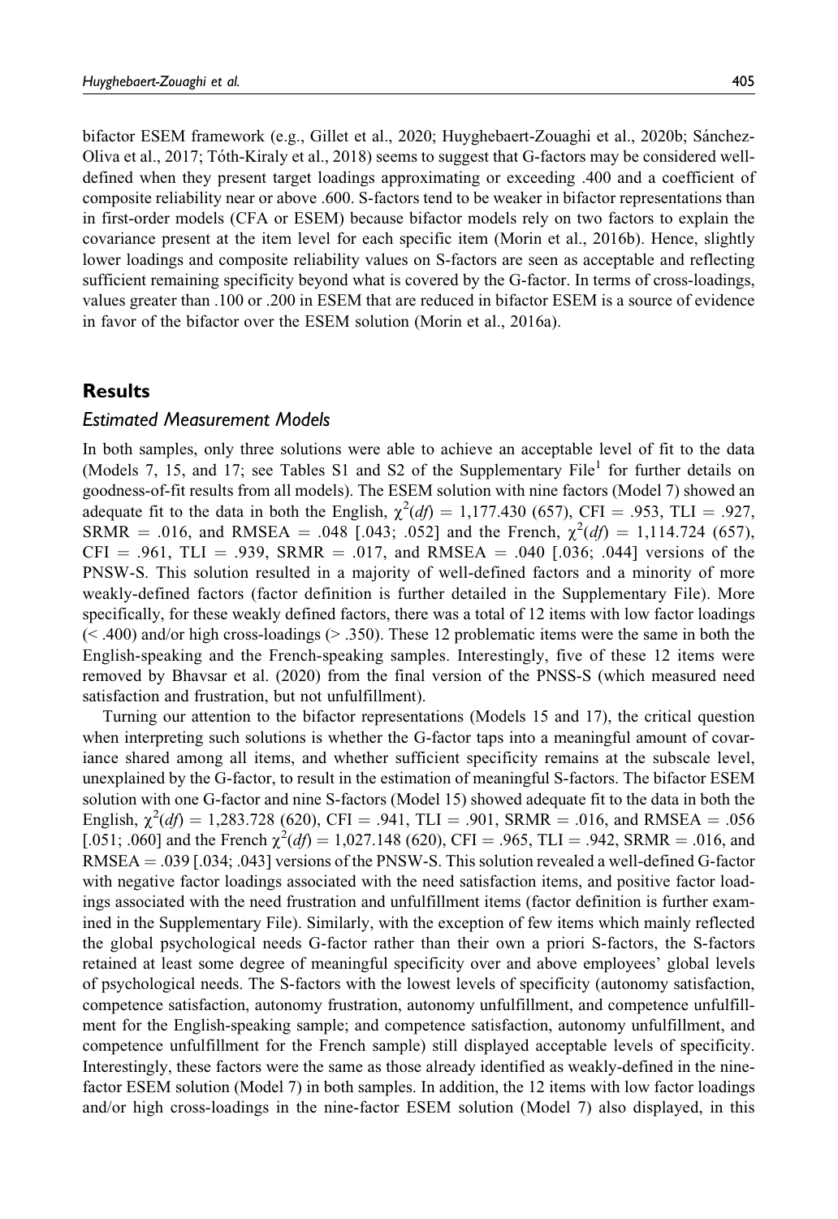bifactor ESEM framework (e.g., Gillet et al., 2020; Huyghebaert-Zouaghi et al., 2020b; Sánchez-Oliva et al., 2017; Tóth-Kiraly et al., 2018) seems to suggest that G-factors may be considered well-defined when they present target loadings approximating or exceeding .400 and a coefficient of composite reliability near or above .600. S-factors tend to be weaker in bifactor representations than in first-order models (CFA or ESEM) because bifactor models rely on two factors to explain the covariance present at the item level for each specific item (Morin et al., 2016b). Hence, slightly lower loadings and composite reliability values on S-factors are seen as acceptable and reflecting sufficient remaining specificity beyond what is covered by the G-factor. In terms of cross-loadings, values greater than .100 or .200 in ESEM that are reduced in bifactor ESEM is a source of evidence in favor of the bifactor over the ESEM solution (Morin et al., 2016a).

## Results

### *Estimated Measurement Models*

In both samples, only three solutions were able to achieve an acceptable level of fit to the data (Models 7, 15, and 17; see Tables S1 and S2 of the Supplementary File[1] for further details on goodness-of-fit results from all models). The ESEM solution with nine factors (Model 7) showed an adequate fit to the data in both the English, $\chi^2(df)$ = 1,177.430 (657), CFI = .953, TLI = .927, SRMR = .016, and RMSEA = .048 [.043; .052] and the French, $\chi^2(df)$ = 1,114.724 (657), CFI = .961, TLI = .939, SRMR = .017, and RMSEA = .040 [.036; .044] versions of the PNSW-S. This solution resulted in a majority of well-defined factors and a minority of more weakly-defined factors (factor definition is further detailed in the Supplementary File). More specifically, for these weakly defined factors, there was a total of 12 items with low factor loadings (< .400) and/or high cross-loadings (> .350). These 12 problematic items were the same in both the English-speaking and the French-speaking samples. Interestingly, five of these 12 items were removed by Bhavsar et al. (2020) from the final version of the PNSS-S (which measured need satisfaction and frustration, but not unfulfillment).

Turning our attention to the bifactor representations (Models 15 and 17), the critical question when interpreting such solutions is whether the G-factor taps into a meaningful amount of covariance shared among all items, and whether sufficient specificity remains at the subscale level, unexplained by the G-factor, to result in the estimation of meaningful S-factors. The bifactor ESEM solution with one G-factor and nine S-factors (Model 15) showed adequate fit to the data in both the English, $\chi^2(df)$ = 1,283.728 (620), CFI = .941, TLI = .901, SRMR = .016, and RMSEA = .056 [.051; .060] and the French $\chi^2(df)$ = 1,027.148 (620), CFI = .965, TLI = .942, SRMR = .016, and RMSEA = .039 [.034; .043] versions of the PNSW-S. This solution revealed a well-defined G-factor with negative factor loadings associated with the need satisfaction items, and positive factor loadings associated with the need frustration and unfulfillment items (factor definition is further examined in the Supplementary File). Similarly, with the exception of few items which mainly reflected the global psychological needs G-factor rather than their own a priori S-factors, the S-factors retained at least some degree of meaningful specificity over and above employees' global levels of psychological needs. The S-factors with the lowest levels of specificity (autonomy satisfaction, competence satisfaction, autonomy frustration, autonomy unfulfillment, and competence unfulfillment for the English-speaking sample; and competence satisfaction, autonomy unfulfillment, and competence unfulfillment for the French sample) still displayed acceptable levels of specificity. Interestingly, these factors were the same as those already identified as weakly-defined in the nine-factor ESEM solution (Model 7) in both samples. In addition, the 12 items with low factor loadings and/or high cross-loadings in the nine-factor ESEM solution (Model 7) also displayed, in this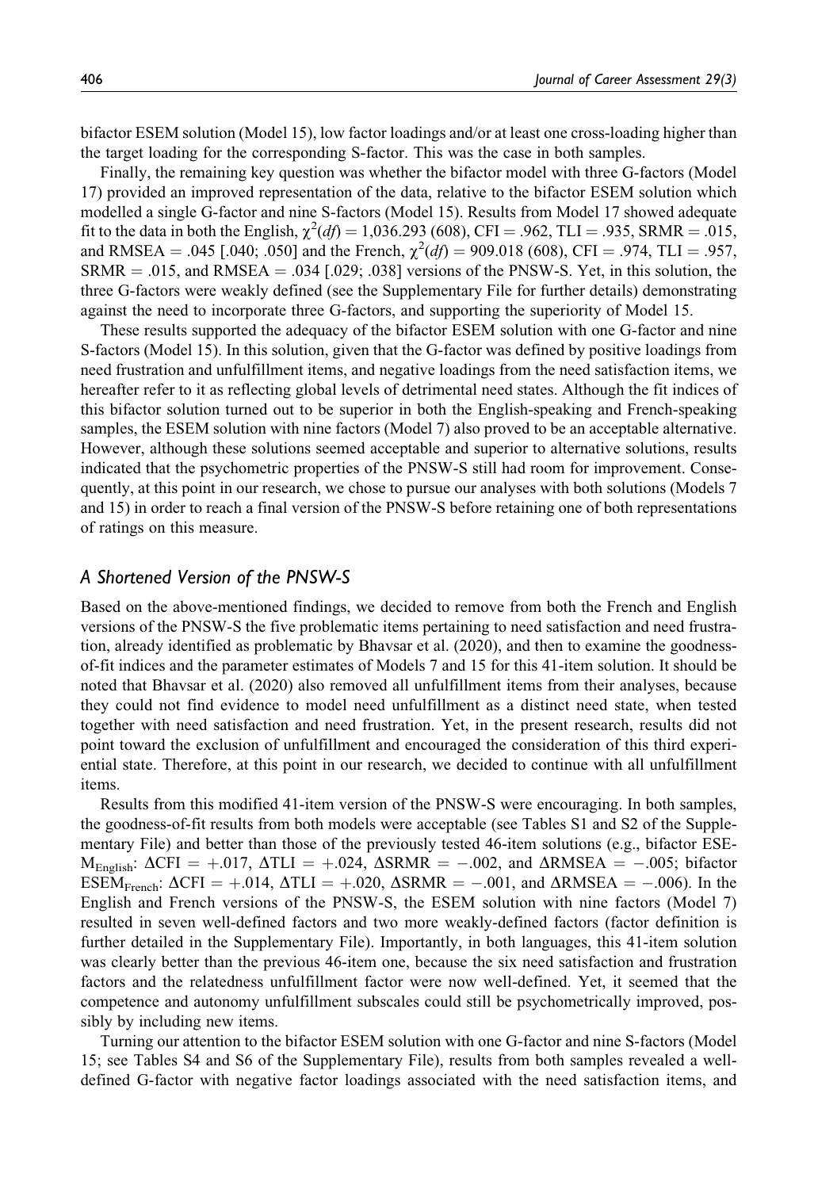bifactor ESEM solution (Model 15), low factor loadings and/or at least one cross-loading higher than the target loading for the corresponding S-factor. This was the case in both samples.

Finally, the remaining key question was whether the bifactor model with three G-factors (Model 17) provided an improved representation of the data, relative to the bifactor ESEM solution which modelled a single G-factor and nine S-factors (Model 15). Results from Model 17 showed adequate fit to the data in both the English, $\chi^2(df) = 1{,}036.293$ (608), CFI = .962, TLI = .935, SRMR = .015, and RMSEA = .045 [.040; .050] and the French, $\chi^2(df) = 909.018$ (608), CFI = .974, TLI = .957, SRMR = .015, and RMSEA = .034 [.029; .038] versions of the PNSW-S. Yet, in this solution, the three G-factors were weakly defined (see the Supplementary File for further details) demonstrating against the need to incorporate three G-factors, and supporting the superiority of Model 15.

These results supported the adequacy of the bifactor ESEM solution with one G-factor and nine S-factors (Model 15). In this solution, given that the G-factor was defined by positive loadings from need frustration and unfulfillment items, and negative loadings from the need satisfaction items, we hereafter refer to it as reflecting global levels of detrimental need states. Although the fit indices of this bifactor solution turned out to be superior in both the English-speaking and French-speaking samples, the ESEM solution with nine factors (Model 7) also proved to be an acceptable alternative. However, although these solutions seemed acceptable and superior to alternative solutions, results indicated that the psychometric properties of the PNSW-S still had room for improvement. Consequently, at this point in our research, we chose to pursue our analyses with both solutions (Models 7 and 15) in order to reach a final version of the PNSW-S before retaining one of both representations of ratings on this measure.

## *A Shortened Version of the PNSW-S*

Based on the above-mentioned findings, we decided to remove from both the French and English versions of the PNSW-S the five problematic items pertaining to need satisfaction and need frustration, already identified as problematic by Bhavsar et al. (2020), and then to examine the goodness-of-fit indices and the parameter estimates of Models 7 and 15 for this 41-item solution. It should be noted that Bhavsar et al. (2020) also removed all unfulfillment items from their analyses, because they could not find evidence to model need unfulfillment as a distinct need state, when tested together with need satisfaction and need frustration. Yet, in the present research, results did not point toward the exclusion of unfulfillment and encouraged the consideration of this third experiential state. Therefore, at this point in our research, we decided to continue with all unfulfillment items.

Results from this modified 41-item version of the PNSW-S were encouraging. In both samples, the goodness-of-fit results from both models were acceptable (see Tables S1 and S2 of the Supplementary File) and better than those of the previously tested 46-item solutions (e.g., bifactor ESEM$_{\text{English}}$: $\Delta$CFI = +.017, $\Delta$TLI = +.024, $\Delta$SRMR = −.002, and $\Delta$RMSEA = −.005; bifactor ESEM$_{\text{French}}$: $\Delta$CFI = +.014, $\Delta$TLI = +.020, $\Delta$SRMR = −.001, and $\Delta$RMSEA = −.006). In the English and French versions of the PNSW-S, the ESEM solution with nine factors (Model 7) resulted in seven well-defined factors and two more weakly-defined factors (factor definition is further detailed in the Supplementary File). Importantly, in both languages, this 41-item solution was clearly better than the previous 46-item one, because the six need satisfaction and frustration factors and the relatedness unfulfillment factor were now well-defined. Yet, it seemed that the competence and autonomy unfulfillment subscales could still be psychometrically improved, possibly by including new items.

Turning our attention to the bifactor ESEM solution with one G-factor and nine S-factors (Model 15; see Tables S4 and S6 of the Supplementary File), results from both samples revealed a well-defined G-factor with negative factor loadings associated with the need satisfaction items, and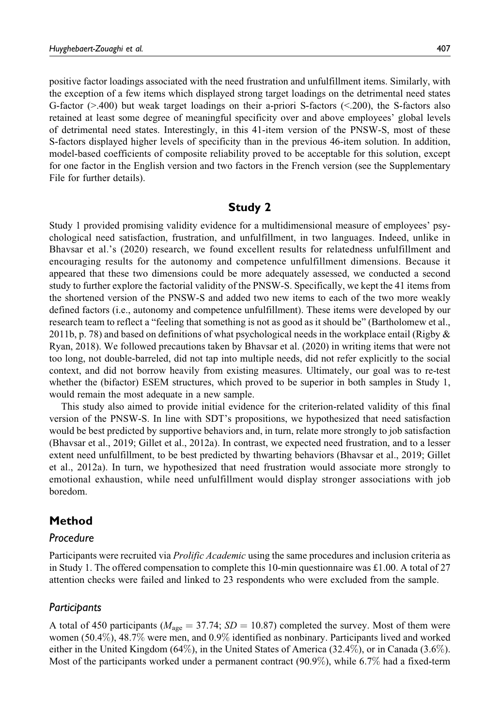positive factor loadings associated with the need frustration and unfulfillment items. Similarly, with the exception of a few items which displayed strong target loadings on the detrimental need states G-factor (>.400) but weak target loadings on their a-priori S-factors (<.200), the S-factors also retained at least some degree of meaningful specificity over and above employees' global levels of detrimental need states. Interestingly, in this 41-item version of the PNSW-S, most of these S-factors displayed higher levels of specificity than in the previous 46-item solution. In addition, model-based coefficients of composite reliability proved to be acceptable for this solution, except for one factor in the English version and two factors in the French version (see the Supplementary File for further details).

## Study 2

Study 1 provided promising validity evidence for a multidimensional measure of employees' psychological need satisfaction, frustration, and unfulfillment, in two languages. Indeed, unlike in Bhavsar et al.'s (2020) research, we found excellent results for relatedness unfulfillment and encouraging results for the autonomy and competence unfulfillment dimensions. Because it appeared that these two dimensions could be more adequately assessed, we conducted a second study to further explore the factorial validity of the PNSW-S. Specifically, we kept the 41 items from the shortened version of the PNSW-S and added two new items to each of the two more weakly defined factors (i.e., autonomy and competence unfulfillment). These items were developed by our research team to reflect a "feeling that something is not as good as it should be" (Bartholomew et al., 2011b, p. 78) and based on definitions of what psychological needs in the workplace entail (Rigby & Ryan, 2018). We followed precautions taken by Bhavsar et al. (2020) in writing items that were not too long, not double-barreled, did not tap into multiple needs, did not refer explicitly to the social context, and did not borrow heavily from existing measures. Ultimately, our goal was to re-test whether the (bifactor) ESEM structures, which proved to be superior in both samples in Study 1, would remain the most adequate in a new sample.

This study also aimed to provide initial evidence for the criterion-related validity of this final version of the PNSW-S. In line with SDT's propositions, we hypothesized that need satisfaction would be best predicted by supportive behaviors and, in turn, relate more strongly to job satisfaction (Bhavsar et al., 2019; Gillet et al., 2012a). In contrast, we expected need frustration, and to a lesser extent need unfulfillment, to be best predicted by thwarting behaviors (Bhavsar et al., 2019; Gillet et al., 2012a). In turn, we hypothesized that need frustration would associate more strongly to emotional exhaustion, while need unfulfillment would display stronger associations with job boredom.

## Method

### Procedure

Participants were recruited via *Prolific Academic* using the same procedures and inclusion criteria as in Study 1. The offered compensation to complete this 10-min questionnaire was £1.00. A total of 27 attention checks were failed and linked to 23 respondents who were excluded from the sample.

### Participants

A total of 450 participants ($M_{age} = 37.74$; $SD = 10.87$) completed the survey. Most of them were women (50.4%), 48.7% were men, and 0.9% identified as nonbinary. Participants lived and worked either in the United Kingdom (64%), in the United States of America (32.4%), or in Canada (3.6%). Most of the participants worked under a permanent contract (90.9%), while 6.7% had a fixed-term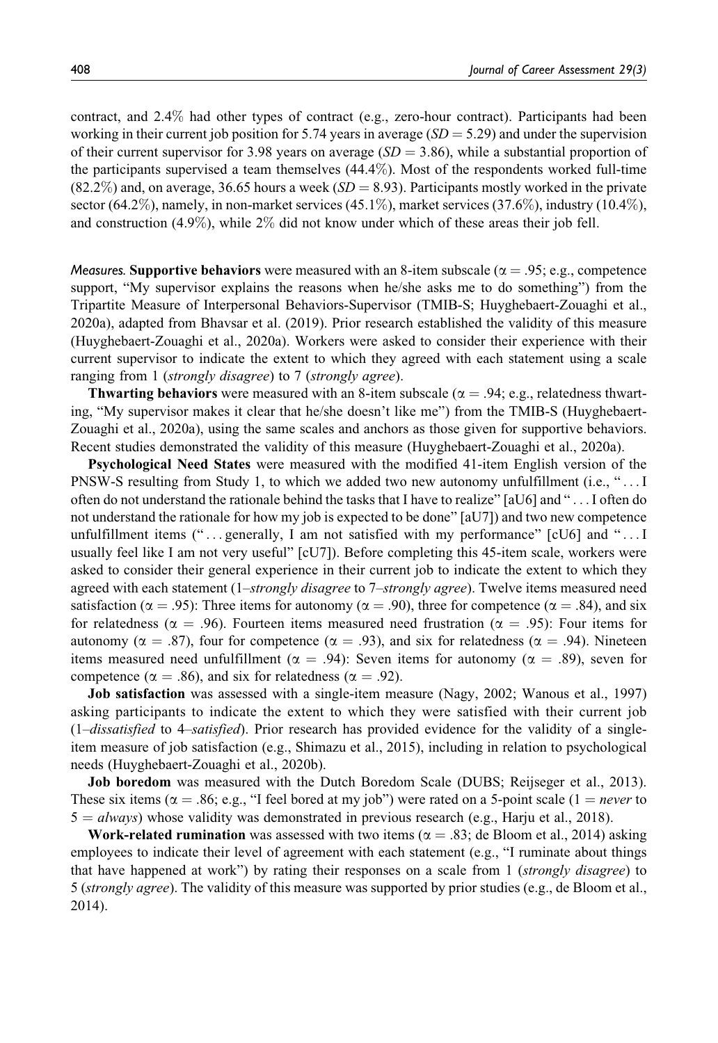contract, and 2.4% had other types of contract (e.g., zero-hour contract). Participants had been working in their current job position for 5.74 years in average ($SD = 5.29$) and under the supervision of their current supervisor for 3.98 years on average ($SD = 3.86$), while a substantial proportion of the participants supervised a team themselves (44.4%). Most of the respondents worked full-time (82.2%) and, on average, 36.65 hours a week ($SD = 8.93$). Participants mostly worked in the private sector (64.2%), namely, in non-market services (45.1%), market services (37.6%), industry (10.4%), and construction (4.9%), while 2% did not know under which of these areas their job fell.

*Measures.* **Supportive behaviors** were measured with an 8-item subscale ($\alpha = .95$; e.g., competence support, "My supervisor explains the reasons when he/she asks me to do something") from the Tripartite Measure of Interpersonal Behaviors-Supervisor (TMIB-S; Huyghebaert-Zouaghi et al., 2020a), adapted from Bhavsar et al. (2019). Prior research established the validity of this measure (Huyghebaert-Zouaghi et al., 2020a). Workers were asked to consider their experience with their current supervisor to indicate the extent to which they agreed with each statement using a scale ranging from 1 (*strongly disagree*) to 7 (*strongly agree*).

**Thwarting behaviors** were measured with an 8-item subscale ($\alpha = .94$; e.g., relatedness thwarting, "My supervisor makes it clear that he/she doesn't like me") from the TMIB-S (Huyghebaert-Zouaghi et al., 2020a), using the same scales and anchors as those given for supportive behaviors. Recent studies demonstrated the validity of this measure (Huyghebaert-Zouaghi et al., 2020a).

**Psychological Need States** were measured with the modified 41-item English version of the PNSW-S resulting from Study 1, to which we added two new autonomy unfulfillment (i.e., "... I often do not understand the rationale behind the tasks that I have to realize" [aU6] and "... I often do not understand the rationale for how my job is expected to be done" [aU7]) and two new competence unfulfillment items ("... generally, I am not satisfied with my performance" [cU6] and "... I usually feel like I am not very useful" [cU7]). Before completing this 45-item scale, workers were asked to consider their general experience in their current job to indicate the extent to which they agreed with each statement (1–*strongly disagree* to 7–*strongly agree*). Twelve items measured need satisfaction ($\alpha = .95$): Three items for autonomy ($\alpha = .90$), three for competence ($\alpha = .84$), and six for relatedness ($\alpha = .96$). Fourteen items measured need frustration ($\alpha = .95$): Four items for autonomy ($\alpha = .87$), four for competence ($\alpha = .93$), and six for relatedness ($\alpha = .94$). Nineteen items measured need unfulfillment ($\alpha = .94$): Seven items for autonomy ($\alpha = .89$), seven for competence ($\alpha = .86$), and six for relatedness ($\alpha = .92$).

**Job satisfaction** was assessed with a single-item measure (Nagy, 2002; Wanous et al., 1997) asking participants to indicate the extent to which they were satisfied with their current job (1–*dissatisfied* to 4–*satisfied*). Prior research has provided evidence for the validity of a single-item measure of job satisfaction (e.g., Shimazu et al., 2015), including in relation to psychological needs (Huyghebaert-Zouaghi et al., 2020b).

**Job boredom** was measured with the Dutch Boredom Scale (DUBS; Reijseger et al., 2013). These six items ($\alpha = .86$; e.g., "I feel bored at my job") were rated on a 5-point scale (1 = *never* to 5 = *always*) whose validity was demonstrated in previous research (e.g., Harju et al., 2018).

**Work-related rumination** was assessed with two items ($\alpha = .83$; de Bloom et al., 2014) asking employees to indicate their level of agreement with each statement (e.g., "I ruminate about things that have happened at work") by rating their responses on a scale from 1 (*strongly disagree*) to 5 (*strongly agree*). The validity of this measure was supported by prior studies (e.g., de Bloom et al., 2014).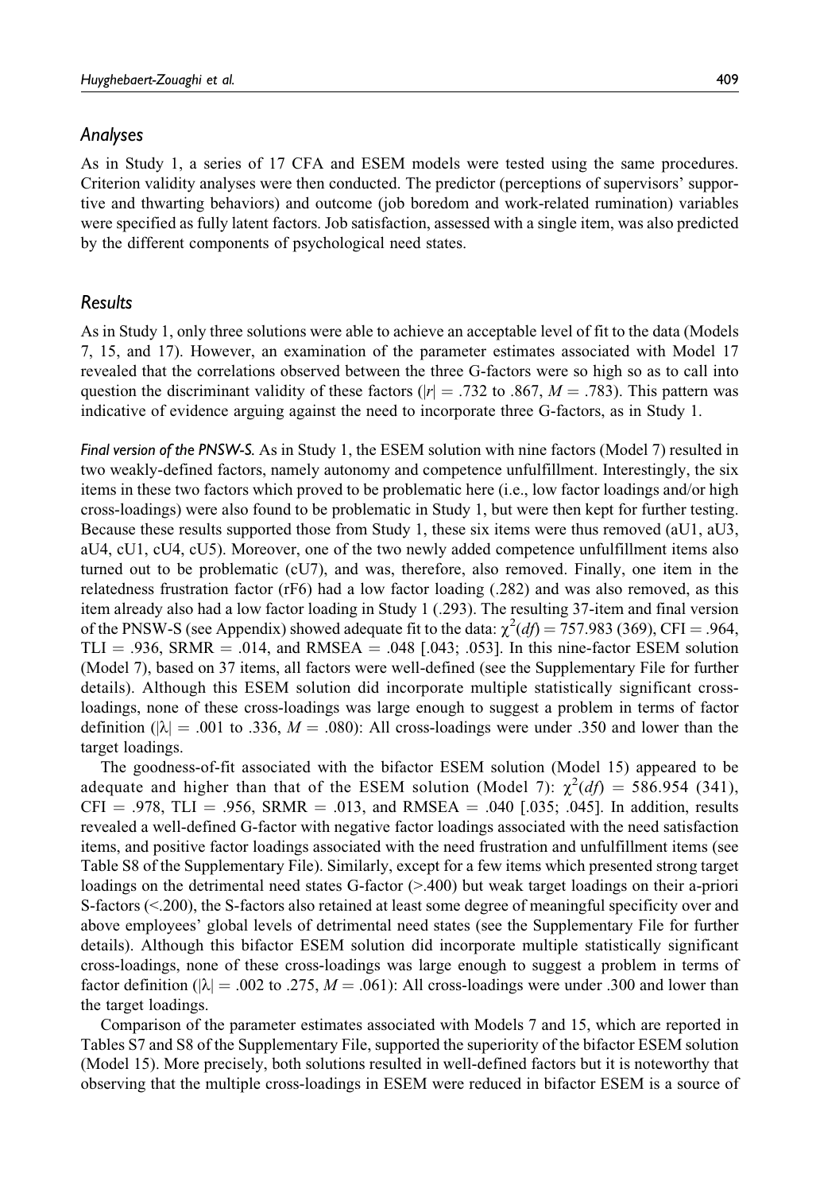## Analyses

As in Study 1, a series of 17 CFA and ESEM models were tested using the same procedures. Criterion validity analyses were then conducted. The predictor (perceptions of supervisors' supportive and thwarting behaviors) and outcome (job boredom and work-related rumination) variables were specified as fully latent factors. Job satisfaction, assessed with a single item, was also predicted by the different components of psychological need states.

## Results

As in Study 1, only three solutions were able to achieve an acceptable level of fit to the data (Models 7, 15, and 17). However, an examination of the parameter estimates associated with Model 17 revealed that the correlations observed between the three G-factors were so high so as to call into question the discriminant validity of these factors ($|r| = .732$ to $.867$, $M = .783$). This pattern was indicative of evidence arguing against the need to incorporate three G-factors, as in Study 1.

*Final version of the PNSW-S.* As in Study 1, the ESEM solution with nine factors (Model 7) resulted in two weakly-defined factors, namely autonomy and competence unfulfillment. Interestingly, the six items in these two factors which proved to be problematic here (i.e., low factor loadings and/or high cross-loadings) were also found to be problematic in Study 1, but were then kept for further testing. Because these results supported those from Study 1, these six items were thus removed (aU1, aU3, aU4, cU1, cU4, cU5). Moreover, one of the two newly added competence unfulfillment items also turned out to be problematic (cU7), and was, therefore, also removed. Finally, one item in the relatedness frustration factor (rF6) had a low factor loading (.282) and was also removed, as this item already also had a low factor loading in Study 1 (.293). The resulting 37-item and final version of the PNSW-S (see Appendix) showed adequate fit to the data: $\chi^2(df) = 757.983$ (369), CFI = .964, TLI = .936, SRMR = .014, and RMSEA = .048 [.043; .053]. In this nine-factor ESEM solution (Model 7), based on 37 items, all factors were well-defined (see the Supplementary File for further details). Although this ESEM solution did incorporate multiple statistically significant cross-loadings, none of these cross-loadings was large enough to suggest a problem in terms of factor definition ($|\lambda| = .001$ to $.336$, $M = .080$): All cross-loadings were under .350 and lower than the target loadings.

The goodness-of-fit associated with the bifactor ESEM solution (Model 15) appeared to be adequate and higher than that of the ESEM solution (Model 7): $\chi^2(df) = 586.954$ (341), CFI = .978, TLI = .956, SRMR = .013, and RMSEA = .040 [.035; .045]. In addition, results revealed a well-defined G-factor with negative factor loadings associated with the need satisfaction items, and positive factor loadings associated with the need frustration and unfulfillment items (see Table S8 of the Supplementary File). Similarly, except for a few items which presented strong target loadings on the detrimental need states G-factor (>.400) but weak target loadings on their a-priori S-factors (<.200), the S-factors also retained at least some degree of meaningful specificity over and above employees' global levels of detrimental need states (see the Supplementary File for further details). Although this bifactor ESEM solution did incorporate multiple statistically significant cross-loadings, none of these cross-loadings was large enough to suggest a problem in terms of factor definition ($|\lambda| = .002$ to $.275$, $M = .061$): All cross-loadings were under .300 and lower than the target loadings.

Comparison of the parameter estimates associated with Models 7 and 15, which are reported in Tables S7 and S8 of the Supplementary File, supported the superiority of the bifactor ESEM solution (Model 15). More precisely, both solutions resulted in well-defined factors but it is noteworthy that observing that the multiple cross-loadings in ESEM were reduced in bifactor ESEM is a source of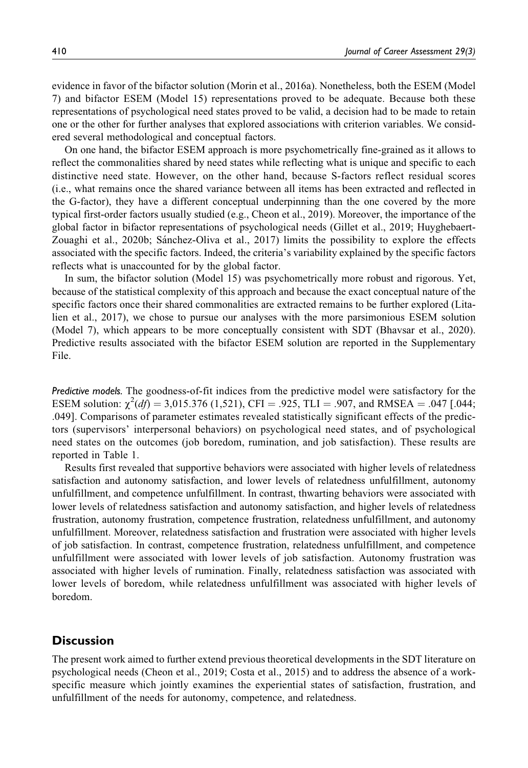evidence in favor of the bifactor solution (Morin et al., 2016a). Nonetheless, both the ESEM (Model 7) and bifactor ESEM (Model 15) representations proved to be adequate. Because both these representations of psychological need states proved to be valid, a decision had to be made to retain one or the other for further analyses that explored associations with criterion variables. We considered several methodological and conceptual factors.

On one hand, the bifactor ESEM approach is more psychometrically fine-grained as it allows to reflect the commonalities shared by need states while reflecting what is unique and specific to each distinctive need state. However, on the other hand, because S-factors reflect residual scores (i.e., what remains once the shared variance between all items has been extracted and reflected in the G-factor), they have a different conceptual underpinning than the one covered by the more typical first-order factors usually studied (e.g., Cheon et al., 2019). Moreover, the importance of the global factor in bifactor representations of psychological needs (Gillet et al., 2019; Huyghebaert-Zouaghi et al., 2020b; Sánchez-Oliva et al., 2017) limits the possibility to explore the effects associated with the specific factors. Indeed, the criteria's variability explained by the specific factors reflects what is unaccounted for by the global factor.

In sum, the bifactor solution (Model 15) was psychometrically more robust and rigorous. Yet, because of the statistical complexity of this approach and because the exact conceptual nature of the specific factors once their shared commonalities are extracted remains to be further explored (Litalien et al., 2017), we chose to pursue our analyses with the more parsimonious ESEM solution (Model 7), which appears to be more conceptually consistent with SDT (Bhavsar et al., 2020). Predictive results associated with the bifactor ESEM solution are reported in the Supplementary File.

*Predictive models.* The goodness-of-fit indices from the predictive model were satisfactory for the ESEM solution: $\chi^2(df) = 3{,}015.376$ (1,521), CFI = .925, TLI = .907, and RMSEA = .047 [.044; .049]. Comparisons of parameter estimates revealed statistically significant effects of the predictors (supervisors' interpersonal behaviors) on psychological need states, and of psychological need states on the outcomes (job boredom, rumination, and job satisfaction). These results are reported in Table 1.

Results first revealed that supportive behaviors were associated with higher levels of relatedness satisfaction and autonomy satisfaction, and lower levels of relatedness unfulfillment, autonomy unfulfillment, and competence unfulfillment. In contrast, thwarting behaviors were associated with lower levels of relatedness satisfaction and autonomy satisfaction, and higher levels of relatedness frustration, autonomy frustration, competence frustration, relatedness unfulfillment, and autonomy unfulfillment. Moreover, relatedness satisfaction and frustration were associated with higher levels of job satisfaction. In contrast, competence frustration, relatedness unfulfillment, and competence unfulfillment were associated with lower levels of job satisfaction. Autonomy frustration was associated with higher levels of rumination. Finally, relatedness satisfaction was associated with lower levels of boredom, while relatedness unfulfillment was associated with higher levels of boredom.

## Discussion

The present work aimed to further extend previous theoretical developments in the SDT literature on psychological needs (Cheon et al., 2019; Costa et al., 2015) and to address the absence of a work-specific measure which jointly examines the experiential states of satisfaction, frustration, and unfulfillment of the needs for autonomy, competence, and relatedness.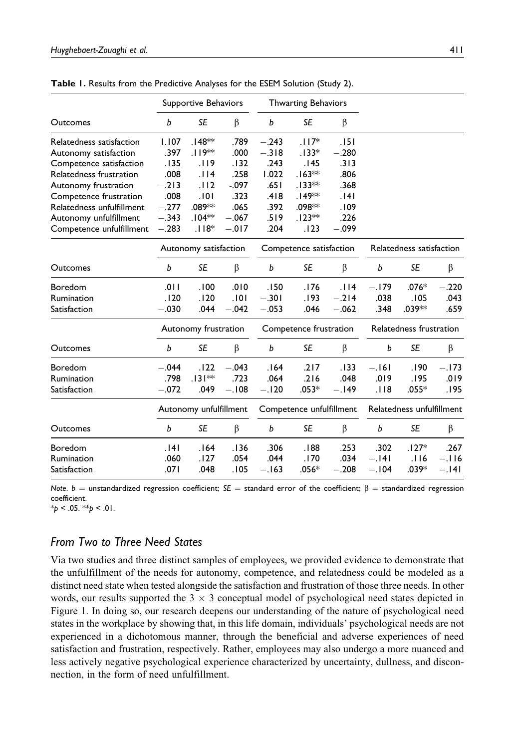**Table 1.** Results from the Predictive Analyses for the ESEM Solution (Study 2).

| | Supportive Behaviors | | | Thwarting Behaviors | | | | | |
|---|---|---|---|---|---|---|---|---|---|
| Outcomes | *b* | *SE* | β | *b* | *SE* | β | | | |
| Relatedness satisfaction | 1.107 | .148** | .789 | −.243 | .117* | .151 | | | |
| Autonomy satisfaction | .397 | .119** | .000 | −.318 | .133* | −.280 | | | |
| Competence satisfaction | .135 | .119 | .132 | .243 | .145 | .313 | | | |
| Relatedness frustration | .008 | .114 | .258 | 1.022 | .163** | .806 | | | |
| Autonomy frustration | −.213 | .112 | -.097 | .651 | .133** | .368 | | | |
| Competence frustration | .008 | .101 | .323 | .418 | .149** | .141 | | | |
| Relatedness unfulfillment | −.277 | .089** | .065 | .392 | .098** | .109 | | | |
| Autonomy unfulfillment | −.343 | .104** | −.067 | .519 | .123** | .226 | | | |
| Competence unfulfillment | −.283 | .118* | −.017 | .204 | .123 | −.099 | | | |
| | Autonomy satisfaction | | | Competence satisfaction | | | Relatedness satisfaction | | |
| Outcomes | *b* | *SE* | β | *b* | *SE* | β | *b* | *SE* | β |
| Boredom | .011 | .100 | .010 | .150 | .176 | .114 | −.179 | .076* | −.220 |
| Rumination | .120 | .120 | .101 | −.301 | .193 | −.214 | .038 | .105 | .043 |
| Satisfaction | −.030 | .044 | −.042 | −.053 | .046 | −.062 | .348 | .039** | .659 |
| | Autonomy frustration | | | Competence frustration | | | Relatedness frustration | | |
| Outcomes | *b* | *SE* | β | *b* | *SE* | β | *b* | *SE* | β |
| Boredom | −.044 | .122 | −.043 | .164 | .217 | .133 | −.161 | .190 | −.173 |
| Rumination | .798 | .131** | .723 | .064 | .216 | .048 | .019 | .195 | .019 |
| Satisfaction | −.072 | .049 | −.108 | −.120 | .053* | −.149 | .118 | .055* | .195 |
| | Autonomy unfulfillment | | | Competence unfulfillment | | | Relatedness unfulfillment | | |
| Outcomes | *b* | *SE* | β | *b* | *SE* | β | *b* | *SE* | β |
| Boredom | .141 | .164 | .136 | .306 | .188 | .253 | .302 | .127* | .267 |
| Rumination | .060 | .127 | .054 | .044 | .170 | .034 | −.141 | .116 | −.116 |
| Satisfaction | .071 | .048 | .105 | −.163 | .056* | −.208 | −.104 | .039* | −.141 |

*Note.* $b$ = unstandardized regression coefficient; $SE$ = standard error of the coefficient; β = standardized regression coefficient.
*$p < .05$. **$p < .01$.

### *From Two to Three Need States*

Via two studies and three distinct samples of employees, we provided evidence to demonstrate that the unfulfillment of the needs for autonomy, competence, and relatedness could be modeled as a distinct need state when tested alongside the satisfaction and frustration of those three needs. In other words, our results supported the $3 \times 3$ conceptual model of psychological need states depicted in Figure 1. In doing so, our research deepens our understanding of the nature of psychological need states in the workplace by showing that, in this life domain, individuals' psychological needs are not experienced in a dichotomous manner, through the beneficial and adverse experiences of need satisfaction and frustration, respectively. Rather, employees may also undergo a more nuanced and less actively negative psychological experience characterized by uncertainty, dullness, and disconnection, in the form of need unfulfillment.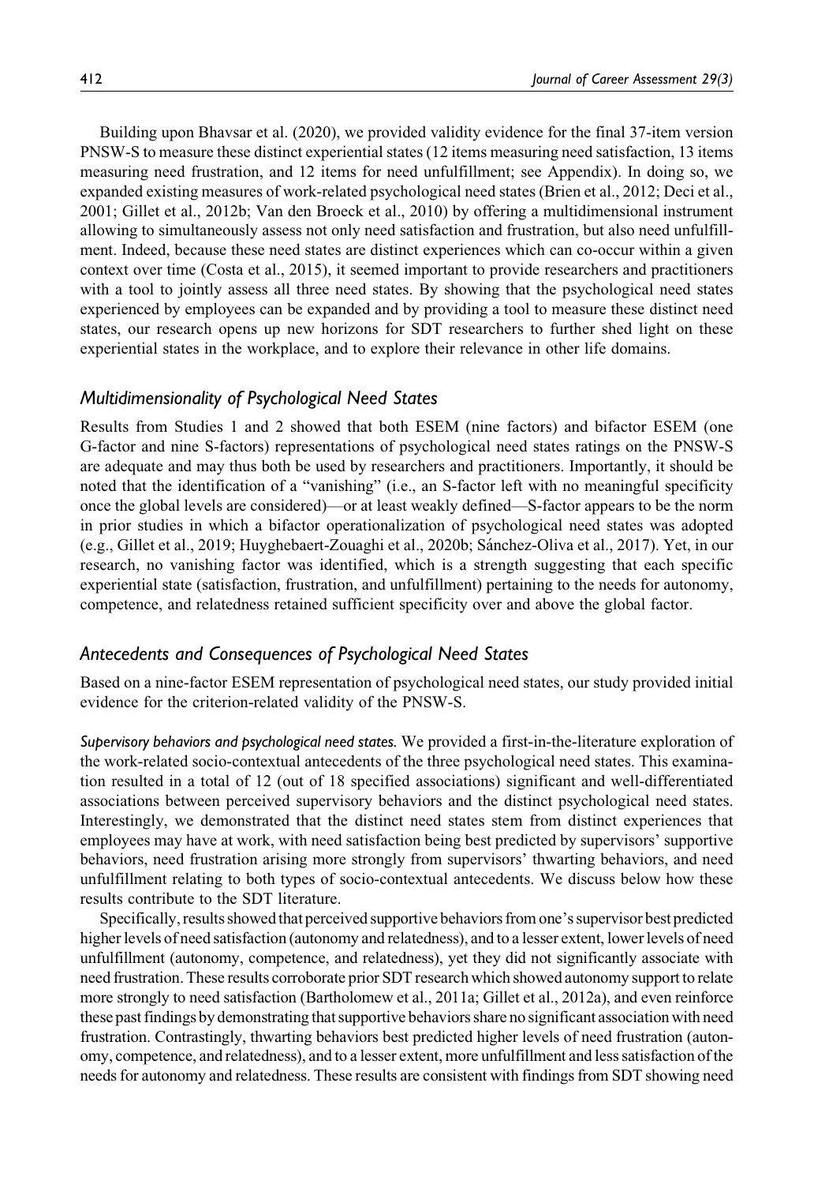Building upon Bhavsar et al. (2020), we provided validity evidence for the final 37-item version PNSW-S to measure these distinct experiential states (12 items measuring need satisfaction, 13 items measuring need frustration, and 12 items for need unfulfillment; see Appendix). In doing so, we expanded existing measures of work-related psychological need states (Brien et al., 2012; Deci et al., 2001; Gillet et al., 2012b; Van den Broeck et al., 2010) by offering a multidimensional instrument allowing to simultaneously assess not only need satisfaction and frustration, but also need unfulfillment. Indeed, because these need states are distinct experiences which can co-occur within a given context over time (Costa et al., 2015), it seemed important to provide researchers and practitioners with a tool to jointly assess all three need states. By showing that the psychological need states experienced by employees can be expanded and by providing a tool to measure these distinct need states, our research opens up new horizons for SDT researchers to further shed light on these experiential states in the workplace, and to explore their relevance in other life domains.

## *Multidimensionality of Psychological Need States*

Results from Studies 1 and 2 showed that both ESEM (nine factors) and bifactor ESEM (one G-factor and nine S-factors) representations of psychological need states ratings on the PNSW-S are adequate and may thus both be used by researchers and practitioners. Importantly, it should be noted that the identification of a "vanishing" (i.e., an S-factor left with no meaningful specificity once the global levels are considered)—or at least weakly defined—S-factor appears to be the norm in prior studies in which a bifactor operationalization of psychological need states was adopted (e.g., Gillet et al., 2019; Huyghebaert-Zouaghi et al., 2020b; Sánchez-Oliva et al., 2017). Yet, in our research, no vanishing factor was identified, which is a strength suggesting that each specific experiential state (satisfaction, frustration, and unfulfillment) pertaining to the needs for autonomy, competence, and relatedness retained sufficient specificity over and above the global factor.

## *Antecedents and Consequences of Psychological Need States*

Based on a nine-factor ESEM representation of psychological need states, our study provided initial evidence for the criterion-related validity of the PNSW-S.

*Supervisory behaviors and psychological need states.* We provided a first-in-the-literature exploration of the work-related socio-contextual antecedents of the three psychological need states. This examination resulted in a total of 12 (out of 18 specified associations) significant and well-differentiated associations between perceived supervisory behaviors and the distinct psychological need states. Interestingly, we demonstrated that the distinct need states stem from distinct experiences that employees may have at work, with need satisfaction being best predicted by supervisors' supportive behaviors, need frustration arising more strongly from supervisors' thwarting behaviors, and need unfulfillment relating to both types of socio-contextual antecedents. We discuss below how these results contribute to the SDT literature.

Specifically, results showed that perceived supportive behaviors from one's supervisor best predicted higher levels of need satisfaction (autonomy and relatedness), and to a lesser extent, lower levels of need unfulfillment (autonomy, competence, and relatedness), yet they did not significantly associate with need frustration. These results corroborate prior SDT research which showed autonomy support to relate more strongly to need satisfaction (Bartholomew et al., 2011a; Gillet et al., 2012a), and even reinforce these past findings by demonstrating that supportive behaviors share no significant association with need frustration. Contrastingly, thwarting behaviors best predicted higher levels of need frustration (autonomy, competence, and relatedness), and to a lesser extent, more unfulfillment and less satisfaction of the needs for autonomy and relatedness. These results are consistent with findings from SDT showing need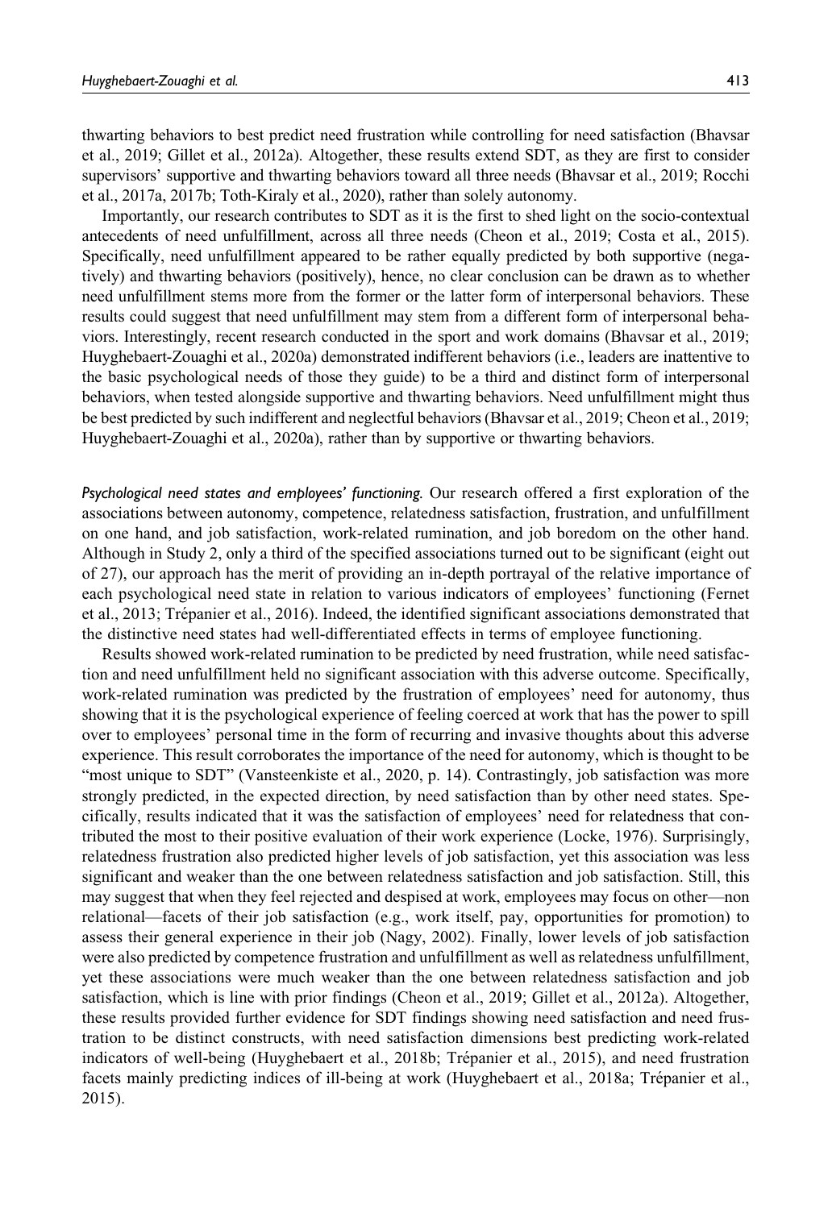thwarting behaviors to best predict need frustration while controlling for need satisfaction (Bhavsar et al., 2019; Gillet et al., 2012a). Altogether, these results extend SDT, as they are first to consider supervisors' supportive and thwarting behaviors toward all three needs (Bhavsar et al., 2019; Rocchi et al., 2017a, 2017b; Toth-Kiraly et al., 2020), rather than solely autonomy.

Importantly, our research contributes to SDT as it is the first to shed light on the socio-contextual antecedents of need unfulfillment, across all three needs (Cheon et al., 2019; Costa et al., 2015). Specifically, need unfulfillment appeared to be rather equally predicted by both supportive (negatively) and thwarting behaviors (positively), hence, no clear conclusion can be drawn as to whether need unfulfillment stems more from the former or the latter form of interpersonal behaviors. These results could suggest that need unfulfillment may stem from a different form of interpersonal behaviors. Interestingly, recent research conducted in the sport and work domains (Bhavsar et al., 2019; Huyghebaert-Zouaghi et al., 2020a) demonstrated indifferent behaviors (i.e., leaders are inattentive to the basic psychological needs of those they guide) to be a third and distinct form of interpersonal behaviors, when tested alongside supportive and thwarting behaviors. Need unfulfillment might thus be best predicted by such indifferent and neglectful behaviors (Bhavsar et al., 2019; Cheon et al., 2019; Huyghebaert-Zouaghi et al., 2020a), rather than by supportive or thwarting behaviors.

*Psychological need states and employees' functioning.* Our research offered a first exploration of the associations between autonomy, competence, relatedness satisfaction, frustration, and unfulfillment on one hand, and job satisfaction, work-related rumination, and job boredom on the other hand. Although in Study 2, only a third of the specified associations turned out to be significant (eight out of 27), our approach has the merit of providing an in-depth portrayal of the relative importance of each psychological need state in relation to various indicators of employees' functioning (Fernet et al., 2013; Trépanier et al., 2016). Indeed, the identified significant associations demonstrated that the distinctive need states had well-differentiated effects in terms of employee functioning.

Results showed work-related rumination to be predicted by need frustration, while need satisfaction and need unfulfillment held no significant association with this adverse outcome. Specifically, work-related rumination was predicted by the frustration of employees' need for autonomy, thus showing that it is the psychological experience of feeling coerced at work that has the power to spill over to employees' personal time in the form of recurring and invasive thoughts about this adverse experience. This result corroborates the importance of the need for autonomy, which is thought to be "most unique to SDT" (Vansteenkiste et al., 2020, p. 14). Contrastingly, job satisfaction was more strongly predicted, in the expected direction, by need satisfaction than by other need states. Specifically, results indicated that it was the satisfaction of employees' need for relatedness that contributed the most to their positive evaluation of their work experience (Locke, 1976). Surprisingly, relatedness frustration also predicted higher levels of job satisfaction, yet this association was less significant and weaker than the one between relatedness satisfaction and job satisfaction. Still, this may suggest that when they feel rejected and despised at work, employees may focus on other—non relational—facets of their job satisfaction (e.g., work itself, pay, opportunities for promotion) to assess their general experience in their job (Nagy, 2002). Finally, lower levels of job satisfaction were also predicted by competence frustration and unfulfillment as well as relatedness unfulfillment, yet these associations were much weaker than the one between relatedness satisfaction and job satisfaction, which is line with prior findings (Cheon et al., 2019; Gillet et al., 2012a). Altogether, these results provided further evidence for SDT findings showing need satisfaction and need frustration to be distinct constructs, with need satisfaction dimensions best predicting work-related indicators of well-being (Huyghebaert et al., 2018b; Trépanier et al., 2015), and need frustration facets mainly predicting indices of ill-being at work (Huyghebaert et al., 2018a; Trépanier et al., 2015).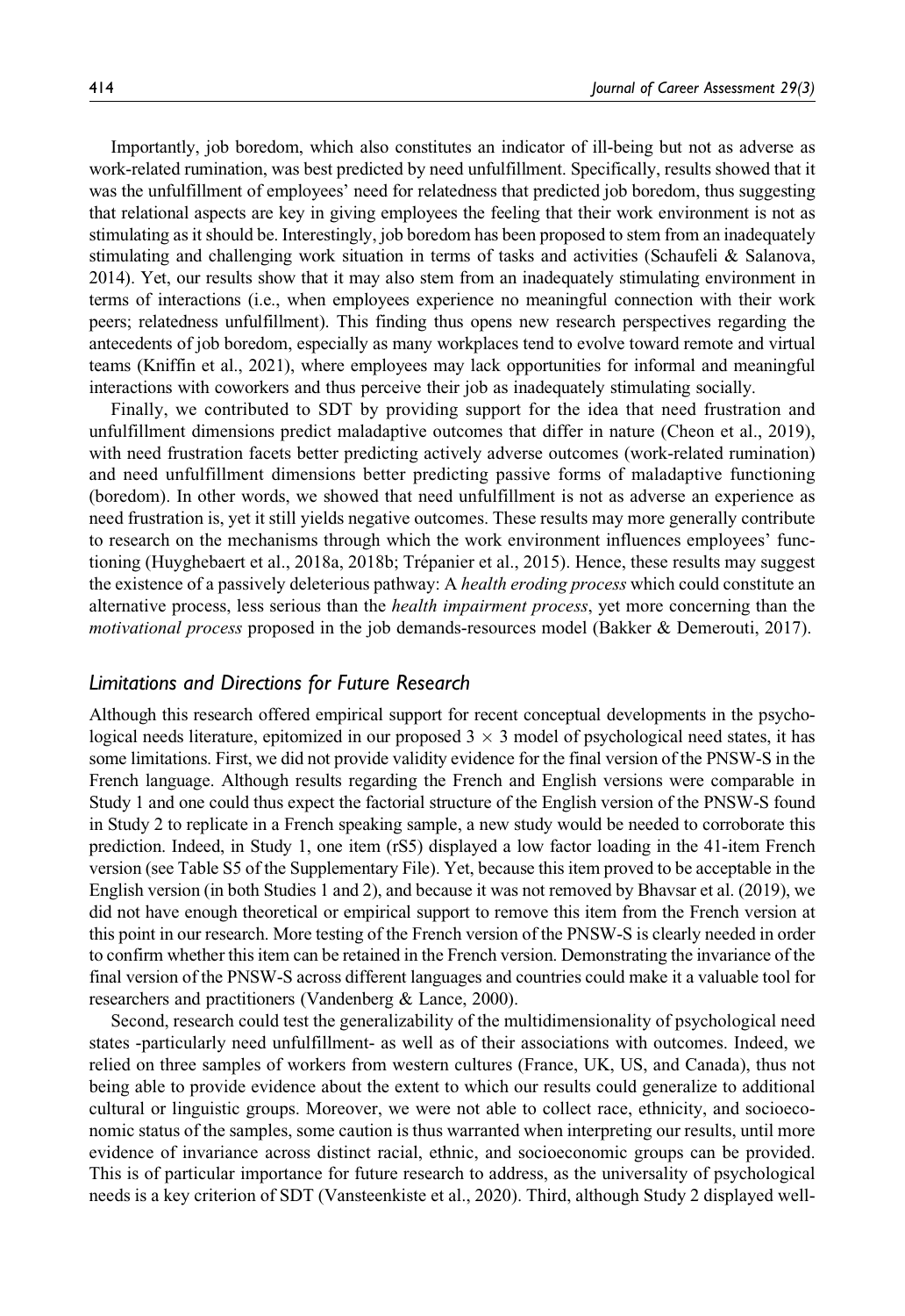Importantly, job boredom, which also constitutes an indicator of ill-being but not as adverse as work-related rumination, was best predicted by need unfulfillment. Specifically, results showed that it was the unfulfillment of employees' need for relatedness that predicted job boredom, thus suggesting that relational aspects are key in giving employees the feeling that their work environment is not as stimulating as it should be. Interestingly, job boredom has been proposed to stem from an inadequately stimulating and challenging work situation in terms of tasks and activities (Schaufeli & Salanova, 2014). Yet, our results show that it may also stem from an inadequately stimulating environment in terms of interactions (i.e., when employees experience no meaningful connection with their work peers; relatedness unfulfillment). This finding thus opens new research perspectives regarding the antecedents of job boredom, especially as many workplaces tend to evolve toward remote and virtual teams (Kniffin et al., 2021), where employees may lack opportunities for informal and meaningful interactions with coworkers and thus perceive their job as inadequately stimulating socially.

Finally, we contributed to SDT by providing support for the idea that need frustration and unfulfillment dimensions predict maladaptive outcomes that differ in nature (Cheon et al., 2019), with need frustration facets better predicting actively adverse outcomes (work-related rumination) and need unfulfillment dimensions better predicting passive forms of maladaptive functioning (boredom). In other words, we showed that need unfulfillment is not as adverse an experience as need frustration is, yet it still yields negative outcomes. These results may more generally contribute to research on the mechanisms through which the work environment influences employees' functioning (Huyghebaert et al., 2018a, 2018b; Trépanier et al., 2015). Hence, these results may suggest the existence of a passively deleterious pathway: A *health eroding process* which could constitute an alternative process, less serious than the *health impairment process*, yet more concerning than the *motivational process* proposed in the job demands-resources model (Bakker & Demerouti, 2017).

### *Limitations and Directions for Future Research*

Although this research offered empirical support for recent conceptual developments in the psychological needs literature, epitomized in our proposed $3 \times 3$ model of psychological need states, it has some limitations. First, we did not provide validity evidence for the final version of the PNSW-S in the French language. Although results regarding the French and English versions were comparable in Study 1 and one could thus expect the factorial structure of the English version of the PNSW-S found in Study 2 to replicate in a French speaking sample, a new study would be needed to corroborate this prediction. Indeed, in Study 1, one item (rS5) displayed a low factor loading in the 41-item French version (see Table S5 of the Supplementary File). Yet, because this item proved to be acceptable in the English version (in both Studies 1 and 2), and because it was not removed by Bhavsar et al. (2019), we did not have enough theoretical or empirical support to remove this item from the French version at this point in our research. More testing of the French version of the PNSW-S is clearly needed in order to confirm whether this item can be retained in the French version. Demonstrating the invariance of the final version of the PNSW-S across different languages and countries could make it a valuable tool for researchers and practitioners (Vandenberg & Lance, 2000).

Second, research could test the generalizability of the multidimensionality of psychological need states -particularly need unfulfillment- as well as of their associations with outcomes. Indeed, we relied on three samples of workers from western cultures (France, UK, US, and Canada), thus not being able to provide evidence about the extent to which our results could generalize to additional cultural or linguistic groups. Moreover, we were not able to collect race, ethnicity, and socioeconomic status of the samples, some caution is thus warranted when interpreting our results, until more evidence of invariance across distinct racial, ethnic, and socioeconomic groups can be provided. This is of particular importance for future research to address, as the universality of psychological needs is a key criterion of SDT (Vansteenkiste et al., 2020). Third, although Study 2 displayed well-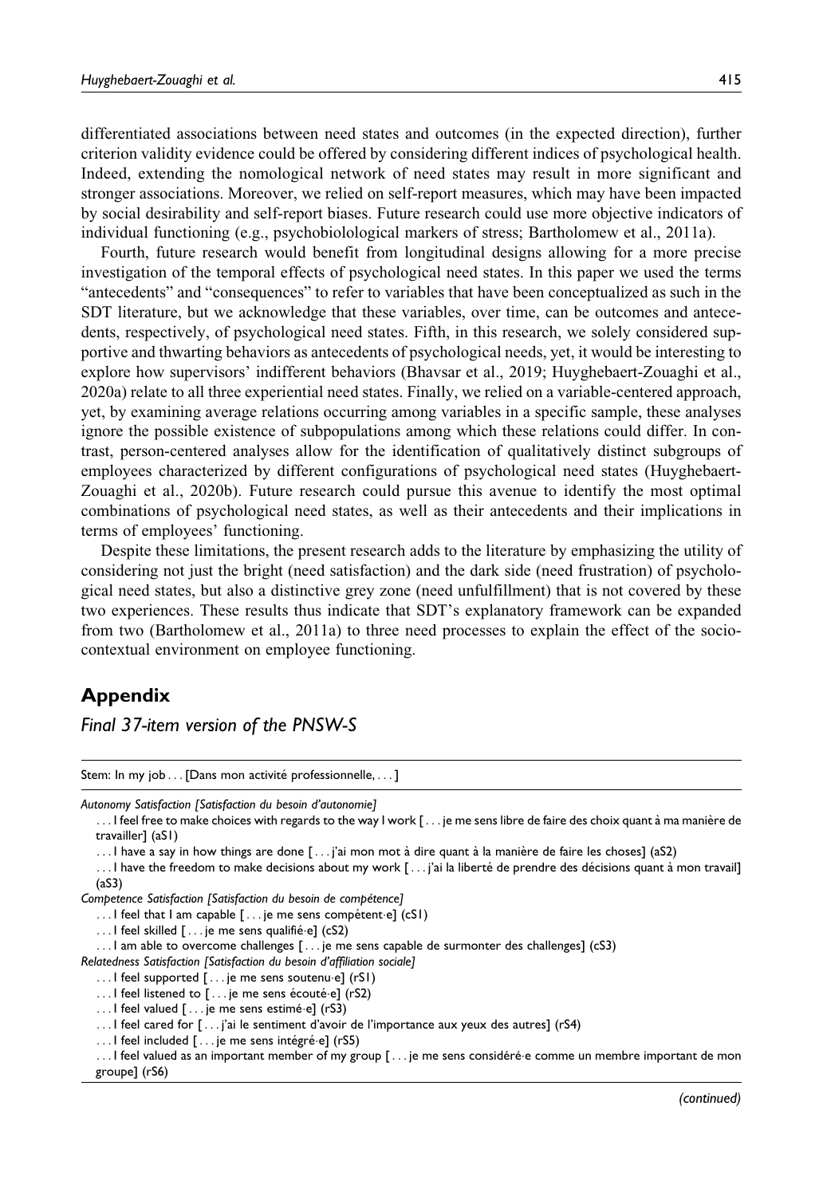differentiated associations between need states and outcomes (in the expected direction), further criterion validity evidence could be offered by considering different indices of psychological health. Indeed, extending the nomological network of need states may result in more significant and stronger associations. Moreover, we relied on self-report measures, which may have been impacted by social desirability and self-report biases. Future research could use more objective indicators of individual functioning (e.g., psychobiolological markers of stress; Bartholomew et al., 2011a).

Fourth, future research would benefit from longitudinal designs allowing for a more precise investigation of the temporal effects of psychological need states. In this paper we used the terms "antecedents" and "consequences" to refer to variables that have been conceptualized as such in the SDT literature, but we acknowledge that these variables, over time, can be outcomes and antecedents, respectively, of psychological need states. Fifth, in this research, we solely considered supportive and thwarting behaviors as antecedents of psychological needs, yet, it would be interesting to explore how supervisors' indifferent behaviors (Bhavsar et al., 2019; Huyghebaert-Zouaghi et al., 2020a) relate to all three experiential need states. Finally, we relied on a variable-centered approach, yet, by examining average relations occurring among variables in a specific sample, these analyses ignore the possible existence of subpopulations among which these relations could differ. In contrast, person-centered analyses allow for the identification of qualitatively distinct subgroups of employees characterized by different configurations of psychological need states (Huyghebaert-Zouaghi et al., 2020b). Future research could pursue this avenue to identify the most optimal combinations of psychological need states, as well as their antecedents and their implications in terms of employees' functioning.

Despite these limitations, the present research adds to the literature by emphasizing the utility of considering not just the bright (need satisfaction) and the dark side (need frustration) of psychological need states, but also a distinctive grey zone (need unfulfillment) that is not covered by these two experiences. These results thus indicate that SDT's explanatory framework can be expanded from two (Bartholomew et al., 2011a) to three need processes to explain the effect of the sociocontextual environment on employee functioning.

## Appendix

### *Final 37-item version of the PNSW-S*

| Stem: In my job . . . [Dans mon activité professionnelle, . . . ] |
|---|
| *Autonomy Satisfaction [Satisfaction du besoin d'autonomie]* |
| . . . I feel free to make choices with regards to the way I work [ . . . je me sens libre de faire des choix quant à ma manière de travailler] (aS1) |
| . . . I have a say in how things are done [ . . . j'ai mon mot à dire quant à la manière de faire les choses] (aS2) |
| . . . I have the freedom to make decisions about my work [ . . . j'ai la liberté de prendre des décisions quant à mon travail] (aS3) |
| *Competence Satisfaction [Satisfaction du besoin de compétence]* |
| . . . I feel that I am capable [ . . . je me sens compétent·e] (cS1) |
| . . . I feel skilled [ . . . je me sens qualifié·e] (cS2) |
| . . . I am able to overcome challenges [ . . . je me sens capable de surmonter des challenges] (cS3) |
| *Relatedness Satisfaction [Satisfaction du besoin d'affiliation sociale]* |
| . . . I feel supported [ . . . je me sens soutenu·e] (rS1) |
| . . . I feel listened to [ . . . je me sens écouté·e] (rS2) |
| . . . I feel valued [ . . . je me sens estimé·e] (rS3) |
| . . . I feel cared for [ . . . j'ai le sentiment d'avoir de l'importance aux yeux des autres] (rS4) |
| . . . I feel included [ . . . je me sens intégré·e] (rS5) |
| . . . I feel valued as an important member of my group [ . . . je me sens considéré·e comme un membre important de mon groupe] (rS6) |

*(continued)*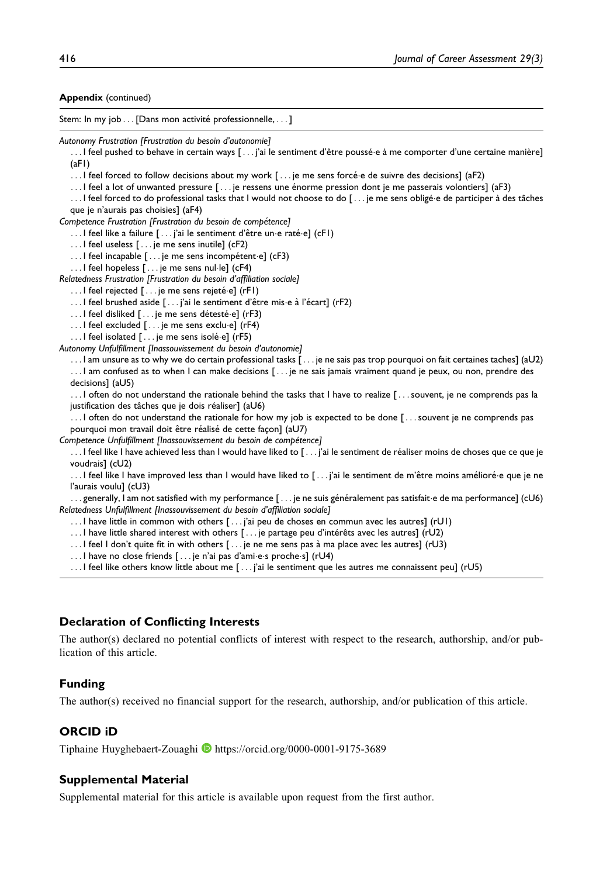**Appendix** (continued)

Stem: In my job . . . [Dans mon activité professionnelle, . . . ]

*Autonomy Frustration [Frustration du besoin d'autonomie]*

. . . I feel pushed to behave in certain ways [ . . . j'ai le sentiment d'être poussé·e à me comporter d'une certaine manière] (aF1)

. . . I feel forced to follow decisions about my work [ . . . je me sens forcé·e de suivre des decisions] (aF2)

. . . I feel a lot of unwanted pressure [ . . . je ressens une énorme pression dont je me passerais volontiers] (aF3)

. . . I feel forced to do professional tasks that I would not choose to do [ . . . je me sens obligé·e de participer à des tâches que je n'aurais pas choisies] (aF4)

*Competence Frustration [Frustration du besoin de compétence]*

. . . I feel like a failure [ . . . j'ai le sentiment d'être un·e raté·e] (cF1)

. . . I feel useless [ . . . je me sens inutile] (cF2)

. . . I feel incapable [ . . . je me sens incompétent·e] (cF3)

. . . I feel hopeless [ . . . je me sens nul·le] (cF4)

*Relatedness Frustration [Frustration du besoin d'affiliation sociale]*

. . . I feel rejected [ . . . je me sens rejeté·e] (rF1)

. . . I feel brushed aside [ . . . j'ai le sentiment d'être mis·e à l'écart] (rF2)

. . . I feel disliked [ . . . je me sens détesté·e] (rF3)

. . . I feel excluded [ . . . je me sens exclu·e] (rF4)

. . . I feel isolated [ . . . je me sens isolé·e] (rF5)

*Autonomy Unfulfillment [Inassouvissement du besoin d'autonomie]*

. . . I am unsure as to why we do certain professional tasks [ . . . je ne sais pas trop pourquoi on fait certaines taches] (aU2)

. . . I am confused as to when I can make decisions [ . . . je ne sais jamais vraiment quand je peux, ou non, prendre des decisions] (aU5)

. . . I often do not understand the rationale behind the tasks that I have to realize [ . . . souvent, je ne comprends pas la justification des tâches que je dois réaliser] (aU6)

. . . I often do not understand the rationale for how my job is expected to be done [ . . . souvent je ne comprends pas pourquoi mon travail doit être réalisé de cette façon] (aU7)

*Competence Unfulfillment [Inassouvissement du besoin de compétence]*

. . . I feel like I have achieved less than I would have liked to [ . . . j'ai le sentiment de réaliser moins de choses que ce que je voudrais] (cU2)

. . . I feel like I have improved less than I would have liked to [ . . . j'ai le sentiment de m'être moins amélioré·e que je ne l'aurais voulu] (cU3)

. . . generally, I am not satisfied with my performance [ . . . je ne suis généralement pas satisfait·e de ma performance] (cU6)

*Relatedness Unfulfillment [Inassouvissement du besoin d'affiliation sociale]*

. . . I have little in common with others [ . . . j'ai peu de choses en commun avec les autres] (rU1)

. . . I have little shared interest with others [ . . . je partage peu d'intérêts avec les autres] (rU2)

. . . I feel I don't quite fit in with others [ . . . je ne me sens pas à ma place avec les autres] (rU3)

. . . I have no close friends [ . . . je n'ai pas d'ami·e·s proche·s] (rU4)

. . . I feel like others know little about me [ . . . j'ai le sentiment que les autres me connaissent peu] (rU5)

## Declaration of Conflicting Interests

The author(s) declared no potential conflicts of interest with respect to the research, authorship, and/or publication of this article.

## Funding

The author(s) received no financial support for the research, authorship, and/or publication of this article.

## ORCID iD

Tiphaine Huyghebaert-Zouaghi https://orcid.org/0000-0001-9175-3689

## Supplemental Material

Supplemental material for this article is available upon request from the first author.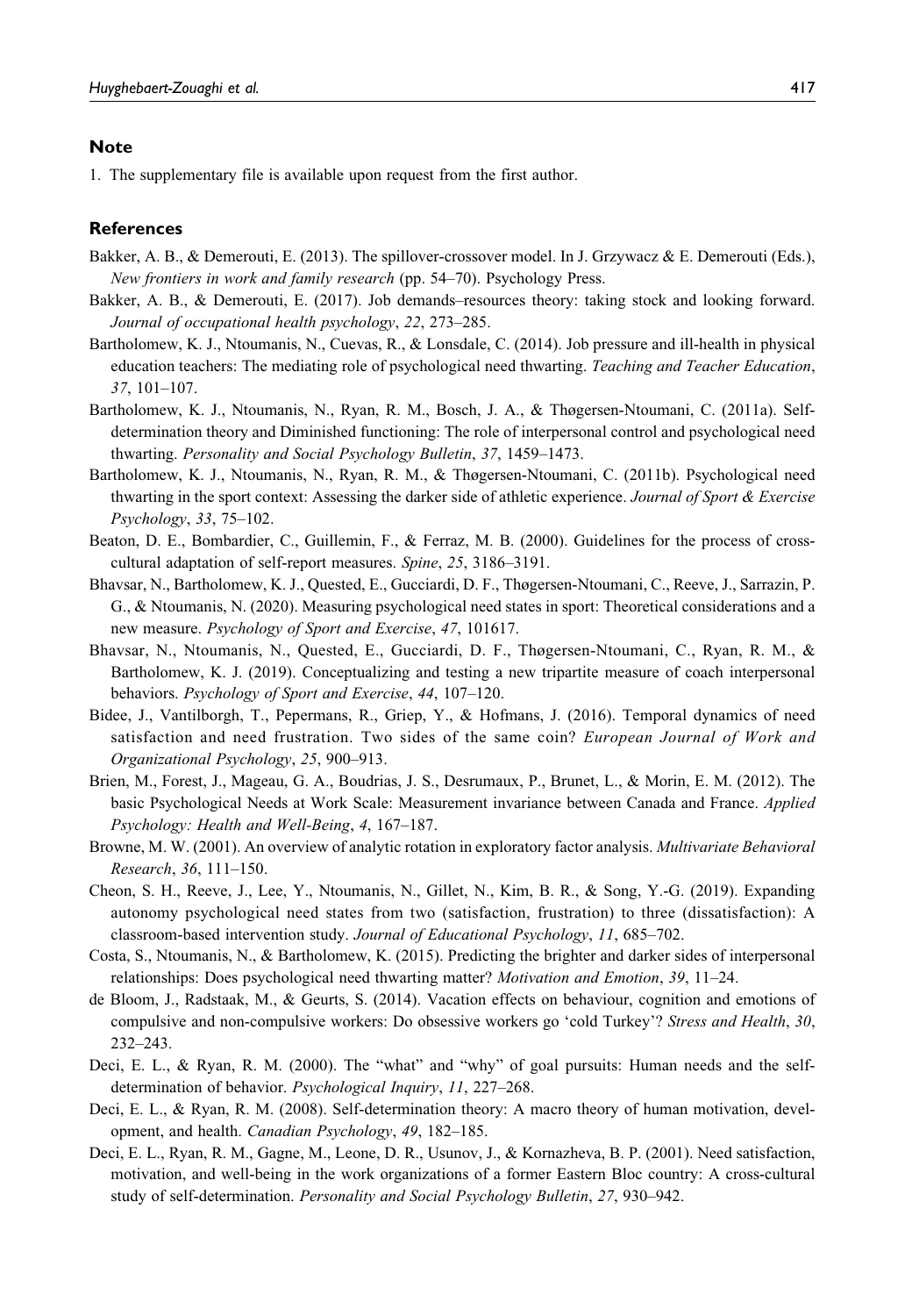## Note

1. The supplementary file is available upon request from the first author.

## References

Bakker, A. B., & Demerouti, E. (2013). The spillover-crossover model. In J. Grzywacz & E. Demerouti (Eds.), *New frontiers in work and family research* (pp. 54–70). Psychology Press.

Bakker, A. B., & Demerouti, E. (2017). Job demands–resources theory: taking stock and looking forward. *Journal of occupational health psychology*, *22*, 273–285.

Bartholomew, K. J., Ntoumanis, N., Cuevas, R., & Lonsdale, C. (2014). Job pressure and ill-health in physical education teachers: The mediating role of psychological need thwarting. *Teaching and Teacher Education*, *37*, 101–107.

Bartholomew, K. J., Ntoumanis, N., Ryan, R. M., Bosch, J. A., & Thøgersen-Ntoumani, C. (2011a). Self-determination theory and Diminished functioning: The role of interpersonal control and psychological need thwarting. *Personality and Social Psychology Bulletin*, *37*, 1459–1473.

Bartholomew, K. J., Ntoumanis, N., Ryan, R. M., & Thøgersen-Ntoumani, C. (2011b). Psychological need thwarting in the sport context: Assessing the darker side of athletic experience. *Journal of Sport & Exercise Psychology*, *33*, 75–102.

Beaton, D. E., Bombardier, C., Guillemin, F., & Ferraz, M. B. (2000). Guidelines for the process of cross-cultural adaptation of self-report measures. *Spine*, *25*, 3186–3191.

Bhavsar, N., Bartholomew, K. J., Quested, E., Gucciardi, D. F., Thøgersen-Ntoumani, C., Reeve, J., Sarrazin, P. G., & Ntoumanis, N. (2020). Measuring psychological need states in sport: Theoretical considerations and a new measure. *Psychology of Sport and Exercise*, *47*, 101617.

Bhavsar, N., Ntoumanis, N., Quested, E., Gucciardi, D. F., Thøgersen-Ntoumani, C., Ryan, R. M., & Bartholomew, K. J. (2019). Conceptualizing and testing a new tripartite measure of coach interpersonal behaviors. *Psychology of Sport and Exercise*, *44*, 107–120.

Bidee, J., Vantilborgh, T., Pepermans, R., Griep, Y., & Hofmans, J. (2016). Temporal dynamics of need satisfaction and need frustration. Two sides of the same coin? *European Journal of Work and Organizational Psychology*, *25*, 900–913.

Brien, M., Forest, J., Mageau, G. A., Boudrias, J. S., Desrumaux, P., Brunet, L., & Morin, E. M. (2012). The basic Psychological Needs at Work Scale: Measurement invariance between Canada and France. *Applied Psychology: Health and Well-Being*, *4*, 167–187.

Browne, M. W. (2001). An overview of analytic rotation in exploratory factor analysis. *Multivariate Behavioral Research*, *36*, 111–150.

Cheon, S. H., Reeve, J., Lee, Y., Ntoumanis, N., Gillet, N., Kim, B. R., & Song, Y.-G. (2019). Expanding autonomy psychological need states from two (satisfaction, frustration) to three (dissatisfaction): A classroom-based intervention study. *Journal of Educational Psychology*, *11*, 685–702.

Costa, S., Ntoumanis, N., & Bartholomew, K. (2015). Predicting the brighter and darker sides of interpersonal relationships: Does psychological need thwarting matter? *Motivation and Emotion*, *39*, 11–24.

de Bloom, J., Radstaak, M., & Geurts, S. (2014). Vacation effects on behaviour, cognition and emotions of compulsive and non-compulsive workers: Do obsessive workers go 'cold Turkey'? *Stress and Health*, *30*, 232–243.

Deci, E. L., & Ryan, R. M. (2000). The "what" and "why" of goal pursuits: Human needs and the self-determination of behavior. *Psychological Inquiry*, *11*, 227–268.

Deci, E. L., & Ryan, R. M. (2008). Self-determination theory: A macro theory of human motivation, development, and health. *Canadian Psychology*, *49*, 182–185.

Deci, E. L., Ryan, R. M., Gagne, M., Leone, D. R., Usunov, J., & Kornazheva, B. P. (2001). Need satisfaction, motivation, and well-being in the work organizations of a former Eastern Bloc country: A cross-cultural study of self-determination. *Personality and Social Psychology Bulletin*, *27*, 930–942.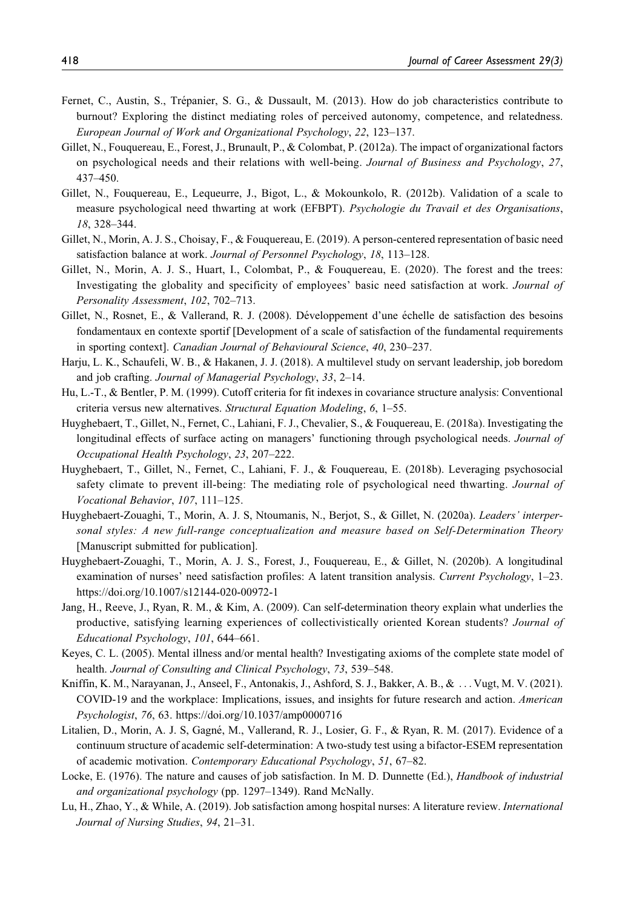Fernet, C., Austin, S., Trépanier, S. G., & Dussault, M. (2013). How do job characteristics contribute to burnout? Exploring the distinct mediating roles of perceived autonomy, competence, and relatedness. *European Journal of Work and Organizational Psychology*, *22*, 123–137.

Gillet, N., Fouquereau, E., Forest, J., Brunault, P., & Colombat, P. (2012a). The impact of organizational factors on psychological needs and their relations with well-being. *Journal of Business and Psychology*, *27*, 437–450.

Gillet, N., Fouquereau, E., Lequeurre, J., Bigot, L., & Mokounkolo, R. (2012b). Validation of a scale to measure psychological need thwarting at work (EFBPT). *Psychologie du Travail et des Organisations*, *18*, 328–344.

Gillet, N., Morin, A. J. S., Choisay, F., & Fouquereau, E. (2019). A person-centered representation of basic need satisfaction balance at work. *Journal of Personnel Psychology*, *18*, 113–128.

Gillet, N., Morin, A. J. S., Huart, I., Colombat, P., & Fouquereau, E. (2020). The forest and the trees: Investigating the globality and specificity of employees' basic need satisfaction at work. *Journal of Personality Assessment*, *102*, 702–713.

Gillet, N., Rosnet, E., & Vallerand, R. J. (2008). Développement d'une échelle de satisfaction des besoins fondamentaux en contexte sportif [Development of a scale of satisfaction of the fundamental requirements in sporting context]. *Canadian Journal of Behavioural Science*, *40*, 230–237.

Harju, L. K., Schaufeli, W. B., & Hakanen, J. J. (2018). A multilevel study on servant leadership, job boredom and job crafting. *Journal of Managerial Psychology*, *33*, 2–14.

Hu, L.-T., & Bentler, P. M. (1999). Cutoff criteria for fit indexes in covariance structure analysis: Conventional criteria versus new alternatives. *Structural Equation Modeling*, *6*, 1–55.

Huyghebaert, T., Gillet, N., Fernet, C., Lahiani, F. J., Chevalier, S., & Fouquereau, E. (2018a). Investigating the longitudinal effects of surface acting on managers' functioning through psychological needs. *Journal of Occupational Health Psychology*, *23*, 207–222.

Huyghebaert, T., Gillet, N., Fernet, C., Lahiani, F. J., & Fouquereau, E. (2018b). Leveraging psychosocial safety climate to prevent ill-being: The mediating role of psychological need thwarting. *Journal of Vocational Behavior*, *107*, 111–125.

Huyghebaert-Zouaghi, T., Morin, A. J. S, Ntoumanis, N., Berjot, S., & Gillet, N. (2020a). *Leaders' interpersonal styles: A new full-range conceptualization and measure based on Self-Determination Theory* [Manuscript submitted for publication].

Huyghebaert-Zouaghi, T., Morin, A. J. S., Forest, J., Fouquereau, E., & Gillet, N. (2020b). A longitudinal examination of nurses' need satisfaction profiles: A latent transition analysis. *Current Psychology*, 1–23. https://doi.org/10.1007/s12144-020-00972-1

Jang, H., Reeve, J., Ryan, R. M., & Kim, A. (2009). Can self-determination theory explain what underlies the productive, satisfying learning experiences of collectivistically oriented Korean students? *Journal of Educational Psychology*, *101*, 644–661.

Keyes, C. L. (2005). Mental illness and/or mental health? Investigating axioms of the complete state model of health. *Journal of Consulting and Clinical Psychology*, *73*, 539–548.

Kniffin, K. M., Narayanan, J., Anseel, F., Antonakis, J., Ashford, S. J., Bakker, A. B., & ... Vugt, M. V. (2021). COVID-19 and the workplace: Implications, issues, and insights for future research and action. *American Psychologist*, *76*, 63. https://doi.org/10.1037/amp0000716

Litalien, D., Morin, A. J. S, Gagné, M., Vallerand, R. J., Losier, G. F., & Ryan, R. M. (2017). Evidence of a continuum structure of academic self-determination: A two-study test using a bifactor-ESEM representation of academic motivation. *Contemporary Educational Psychology*, *51*, 67–82.

Locke, E. (1976). The nature and causes of job satisfaction. In M. D. Dunnette (Ed.), *Handbook of industrial and organizational psychology* (pp. 1297–1349). Rand McNally.

Lu, H., Zhao, Y., & While, A. (2019). Job satisfaction among hospital nurses: A literature review. *International Journal of Nursing Studies*, *94*, 21–31.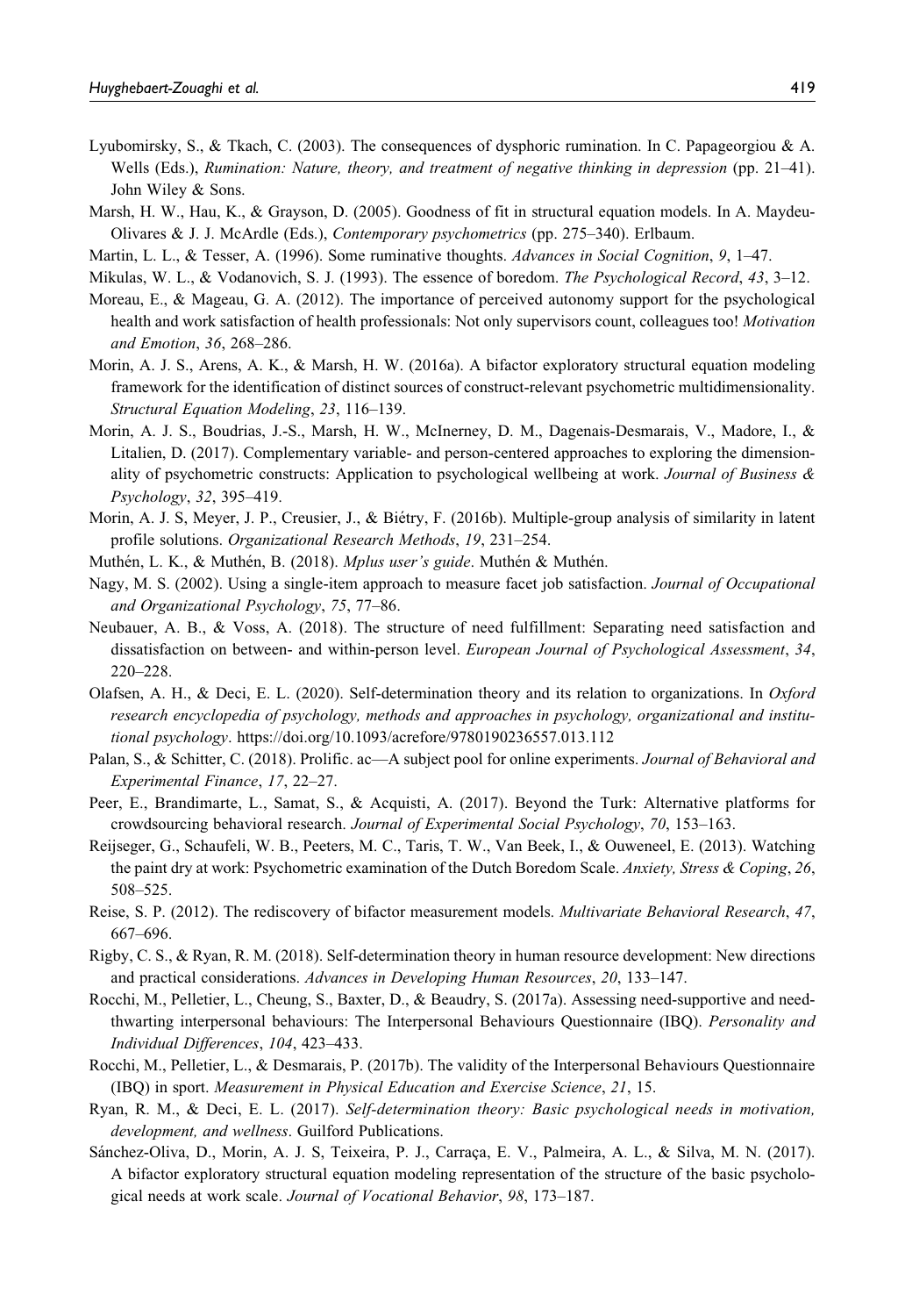Lyubomirsky, S., & Tkach, C. (2003). The consequences of dysphoric rumination. In C. Papageorgiou & A. Wells (Eds.), *Rumination: Nature, theory, and treatment of negative thinking in depression* (pp. 21–41). John Wiley & Sons.

Marsh, H. W., Hau, K., & Grayson, D. (2005). Goodness of fit in structural equation models. In A. Maydeu-Olivares & J. J. McArdle (Eds.), *Contemporary psychometrics* (pp. 275–340). Erlbaum.

Martin, L. L., & Tesser, A. (1996). Some ruminative thoughts. *Advances in Social Cognition*, *9*, 1–47.

Mikulas, W. L., & Vodanovich, S. J. (1993). The essence of boredom. *The Psychological Record*, *43*, 3–12.

Moreau, E., & Mageau, G. A. (2012). The importance of perceived autonomy support for the psychological health and work satisfaction of health professionals: Not only supervisors count, colleagues too! *Motivation and Emotion*, *36*, 268–286.

Morin, A. J. S., Arens, A. K., & Marsh, H. W. (2016a). A bifactor exploratory structural equation modeling framework for the identification of distinct sources of construct-relevant psychometric multidimensionality. *Structural Equation Modeling*, *23*, 116–139.

Morin, A. J. S., Boudrias, J.-S., Marsh, H. W., McInerney, D. M., Dagenais-Desmarais, V., Madore, I., & Litalien, D. (2017). Complementary variable- and person-centered approaches to exploring the dimensionality of psychometric constructs: Application to psychological wellbeing at work. *Journal of Business & Psychology*, *32*, 395–419.

Morin, A. J. S, Meyer, J. P., Creusier, J., & Biétry, F. (2016b). Multiple-group analysis of similarity in latent profile solutions. *Organizational Research Methods*, *19*, 231–254.

Muthén, L. K., & Muthén, B. (2018). *Mplus user's guide*. Muthén & Muthén.

Nagy, M. S. (2002). Using a single-item approach to measure facet job satisfaction. *Journal of Occupational and Organizational Psychology*, *75*, 77–86.

Neubauer, A. B., & Voss, A. (2018). The structure of need fulfillment: Separating need satisfaction and dissatisfaction on between- and within-person level. *European Journal of Psychological Assessment*, *34*, 220–228.

Olafsen, A. H., & Deci, E. L. (2020). Self-determination theory and its relation to organizations. In *Oxford research encyclopedia of psychology, methods and approaches in psychology, organizational and institutional psychology*. https://doi.org/10.1093/acrefore/9780190236557.013.112

Palan, S., & Schitter, C. (2018). Prolific. ac—A subject pool for online experiments. *Journal of Behavioral and Experimental Finance*, *17*, 22–27.

Peer, E., Brandimarte, L., Samat, S., & Acquisti, A. (2017). Beyond the Turk: Alternative platforms for crowdsourcing behavioral research. *Journal of Experimental Social Psychology*, *70*, 153–163.

Reijseger, G., Schaufeli, W. B., Peeters, M. C., Taris, T. W., Van Beek, I., & Ouweneel, E. (2013). Watching the paint dry at work: Psychometric examination of the Dutch Boredom Scale. *Anxiety, Stress & Coping*, *26*, 508–525.

Reise, S. P. (2012). The rediscovery of bifactor measurement models. *Multivariate Behavioral Research*, *47*, 667–696.

Rigby, C. S., & Ryan, R. M. (2018). Self-determination theory in human resource development: New directions and practical considerations. *Advances in Developing Human Resources*, *20*, 133–147.

Rocchi, M., Pelletier, L., Cheung, S., Baxter, D., & Beaudry, S. (2017a). Assessing need-supportive and need-thwarting interpersonal behaviours: The Interpersonal Behaviours Questionnaire (IBQ). *Personality and Individual Differences*, *104*, 423–433.

Rocchi, M., Pelletier, L., & Desmarais, P. (2017b). The validity of the Interpersonal Behaviours Questionnaire (IBQ) in sport. *Measurement in Physical Education and Exercise Science*, *21*, 15.

Ryan, R. M., & Deci, E. L. (2017). *Self-determination theory: Basic psychological needs in motivation, development, and wellness*. Guilford Publications.

Sánchez-Oliva, D., Morin, A. J. S, Teixeira, P. J., Carraça, E. V., Palmeira, A. L., & Silva, M. N. (2017). A bifactor exploratory structural equation modeling representation of the structure of the basic psychological needs at work scale. *Journal of Vocational Behavior*, *98*, 173–187.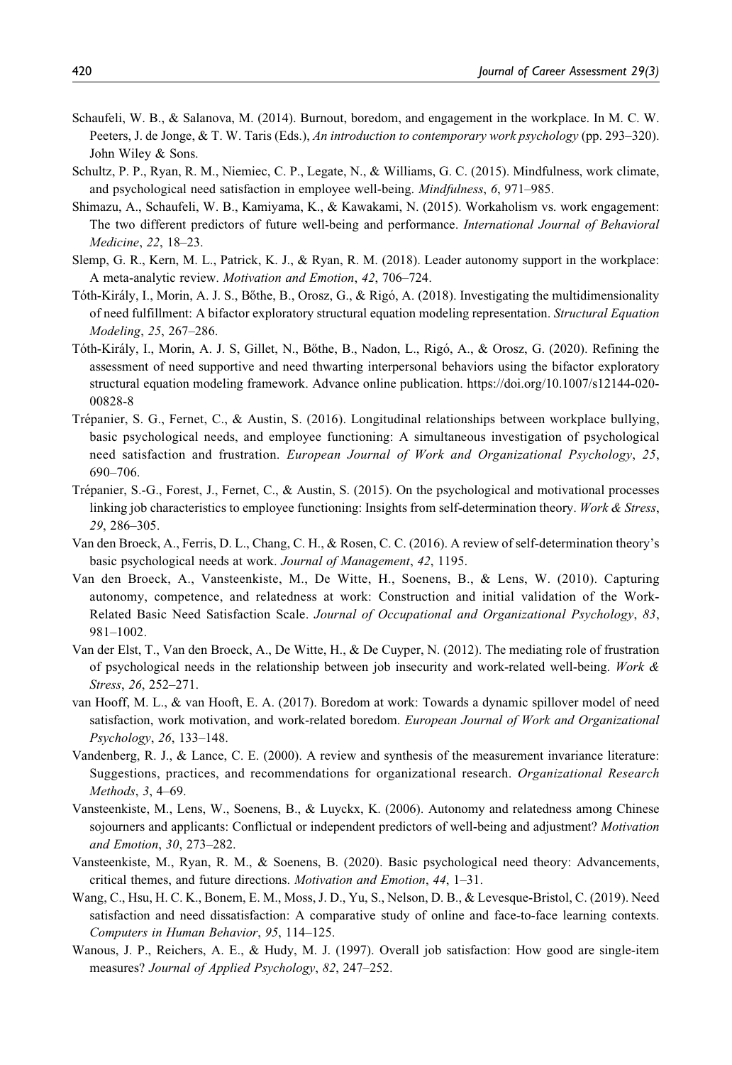Schaufeli, W. B., & Salanova, M. (2014). Burnout, boredom, and engagement in the workplace. In M. C. W. Peeters, J. de Jonge, & T. W. Taris (Eds.), *An introduction to contemporary work psychology* (pp. 293–320). John Wiley & Sons.

Schultz, P. P., Ryan, R. M., Niemiec, C. P., Legate, N., & Williams, G. C. (2015). Mindfulness, work climate, and psychological need satisfaction in employee well-being. *Mindfulness*, *6*, 971–985.

Shimazu, A., Schaufeli, W. B., Kamiyama, K., & Kawakami, N. (2015). Workaholism vs. work engagement: The two different predictors of future well-being and performance. *International Journal of Behavioral Medicine*, *22*, 18–23.

Slemp, G. R., Kern, M. L., Patrick, K. J., & Ryan, R. M. (2018). Leader autonomy support in the workplace: A meta-analytic review. *Motivation and Emotion*, *42*, 706–724.

Tóth-Király, I., Morin, A. J. S., Bőthe, B., Orosz, G., & Rigó, A. (2018). Investigating the multidimensionality of need fulfillment: A bifactor exploratory structural equation modeling representation. *Structural Equation Modeling*, *25*, 267–286.

Tóth-Király, I., Morin, A. J. S, Gillet, N., Bőthe, B., Nadon, L., Rigó, A., & Orosz, G. (2020). Refining the assessment of need supportive and need thwarting interpersonal behaviors using the bifactor exploratory structural equation modeling framework. Advance online publication. https://doi.org/10.1007/s12144-020-00828-8

Trépanier, S. G., Fernet, C., & Austin, S. (2016). Longitudinal relationships between workplace bullying, basic psychological needs, and employee functioning: A simultaneous investigation of psychological need satisfaction and frustration. *European Journal of Work and Organizational Psychology*, *25*, 690–706.

Trépanier, S.-G., Forest, J., Fernet, C., & Austin, S. (2015). On the psychological and motivational processes linking job characteristics to employee functioning: Insights from self-determination theory. *Work & Stress*, *29*, 286–305.

Van den Broeck, A., Ferris, D. L., Chang, C. H., & Rosen, C. C. (2016). A review of self-determination theory's basic psychological needs at work. *Journal of Management*, *42*, 1195.

Van den Broeck, A., Vansteenkiste, M., De Witte, H., Soenens, B., & Lens, W. (2010). Capturing autonomy, competence, and relatedness at work: Construction and initial validation of the Work-Related Basic Need Satisfaction Scale. *Journal of Occupational and Organizational Psychology*, *83*, 981–1002.

Van der Elst, T., Van den Broeck, A., De Witte, H., & De Cuyper, N. (2012). The mediating role of frustration of psychological needs in the relationship between job insecurity and work-related well-being. *Work & Stress*, *26*, 252–271.

van Hooff, M. L., & van Hooft, E. A. (2017). Boredom at work: Towards a dynamic spillover model of need satisfaction, work motivation, and work-related boredom. *European Journal of Work and Organizational Psychology*, *26*, 133–148.

Vandenberg, R. J., & Lance, C. E. (2000). A review and synthesis of the measurement invariance literature: Suggestions, practices, and recommendations for organizational research. *Organizational Research Methods*, *3*, 4–69.

Vansteenkiste, M., Lens, W., Soenens, B., & Luyckx, K. (2006). Autonomy and relatedness among Chinese sojourners and applicants: Conflictual or independent predictors of well-being and adjustment? *Motivation and Emotion*, *30*, 273–282.

Vansteenkiste, M., Ryan, R. M., & Soenens, B. (2020). Basic psychological need theory: Advancements, critical themes, and future directions. *Motivation and Emotion*, *44*, 1–31.

Wang, C., Hsu, H. C. K., Bonem, E. M., Moss, J. D., Yu, S., Nelson, D. B., & Levesque-Bristol, C. (2019). Need satisfaction and need dissatisfaction: A comparative study of online and face-to-face learning contexts. *Computers in Human Behavior*, *95*, 114–125.

Wanous, J. P., Reichers, A. E., & Hudy, M. J. (1997). Overall job satisfaction: How good are single-item measures? *Journal of Applied Psychology*, *82*, 247–252.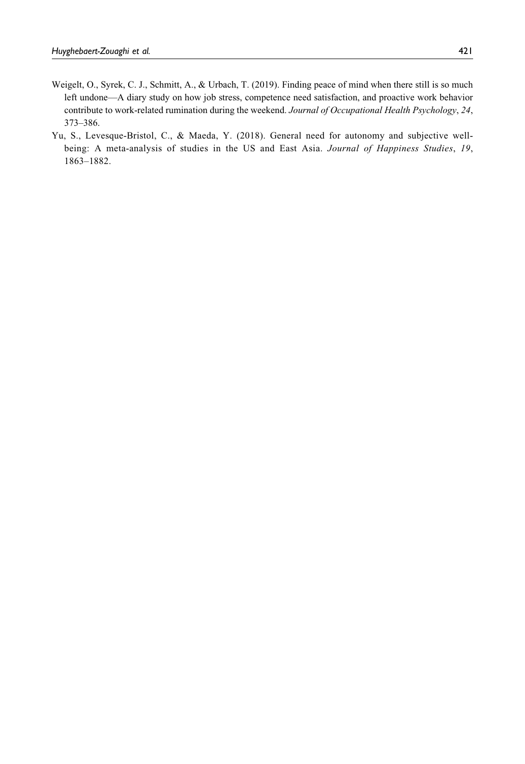Weigelt, O., Syrek, C. J., Schmitt, A., & Urbach, T. (2019). Finding peace of mind when there still is so much left undone—A diary study on how job stress, competence need satisfaction, and proactive work behavior contribute to work-related rumination during the weekend. *Journal of Occupational Health Psychology*, *24*, 373–386.

Yu, S., Levesque-Bristol, C., & Maeda, Y. (2018). General need for autonomy and subjective well-being: A meta-analysis of studies in the US and East Asia. *Journal of Happiness Studies*, *19*, 1863–1882.